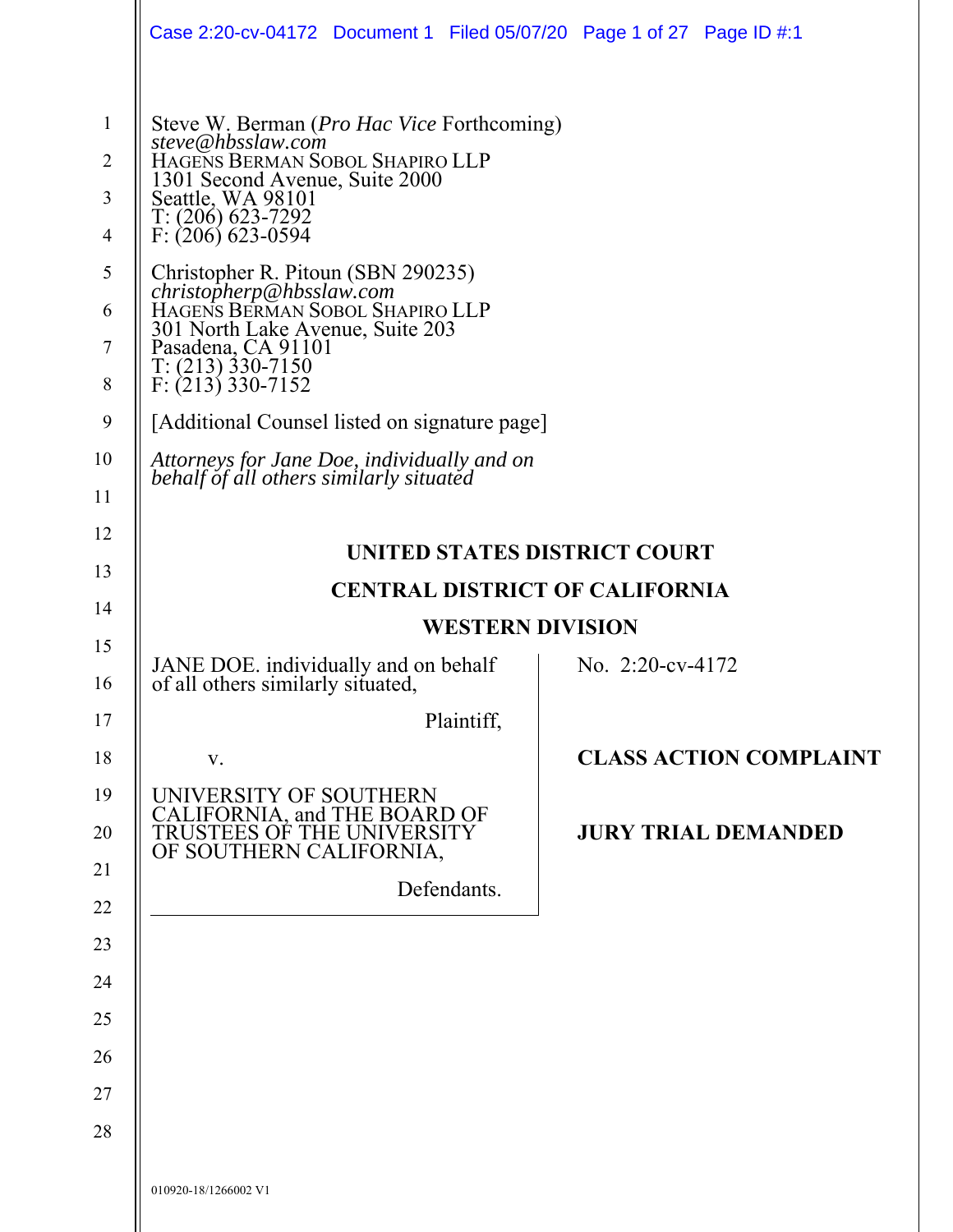Steve W. Berman (*Pro Hac Vice* Forthcoming)
*steve@hbsslaw.com*
HAGENS BERMAN SOBOL SHAPIRO LLP
1301 Second Avenue, Suite 2000
Seattle, WA 98101
T: (206) 623-7292
F: (206) 623-0594

Christopher R. Pitoun (SBN 290235)
*christopherp@hbsslaw.com*
HAGENS BERMAN SOBOL SHAPIRO LLP
301 North Lake Avenue, Suite 203
Pasadena, CA 91101
T: (213) 330-7150
F: (213) 330-7152

[Additional Counsel listed on signature page]

*Attorneys for Jane Doe, individually and on behalf of all others similarly situated*

**UNITED STATES DISTRICT COURT**

**CENTRAL DISTRICT OF CALIFORNIA**

**WESTERN DIVISION**

| | |
|---|---|
| JANE DOE. individually and on behalf of all others similarly situated,<br><br>Plaintiff,<br><br>v.<br><br>UNIVERSITY OF SOUTHERN CALIFORNIA, and THE BOARD OF TRUSTEES OF THE UNIVERSITY OF SOUTHERN CALIFORNIA,<br><br>Defendants. | No. 2:20-cv-4172<br><br>**CLASS ACTION COMPLAINT**<br><br>**JURY TRIAL DEMANDED** |

010920-18/1266002 V1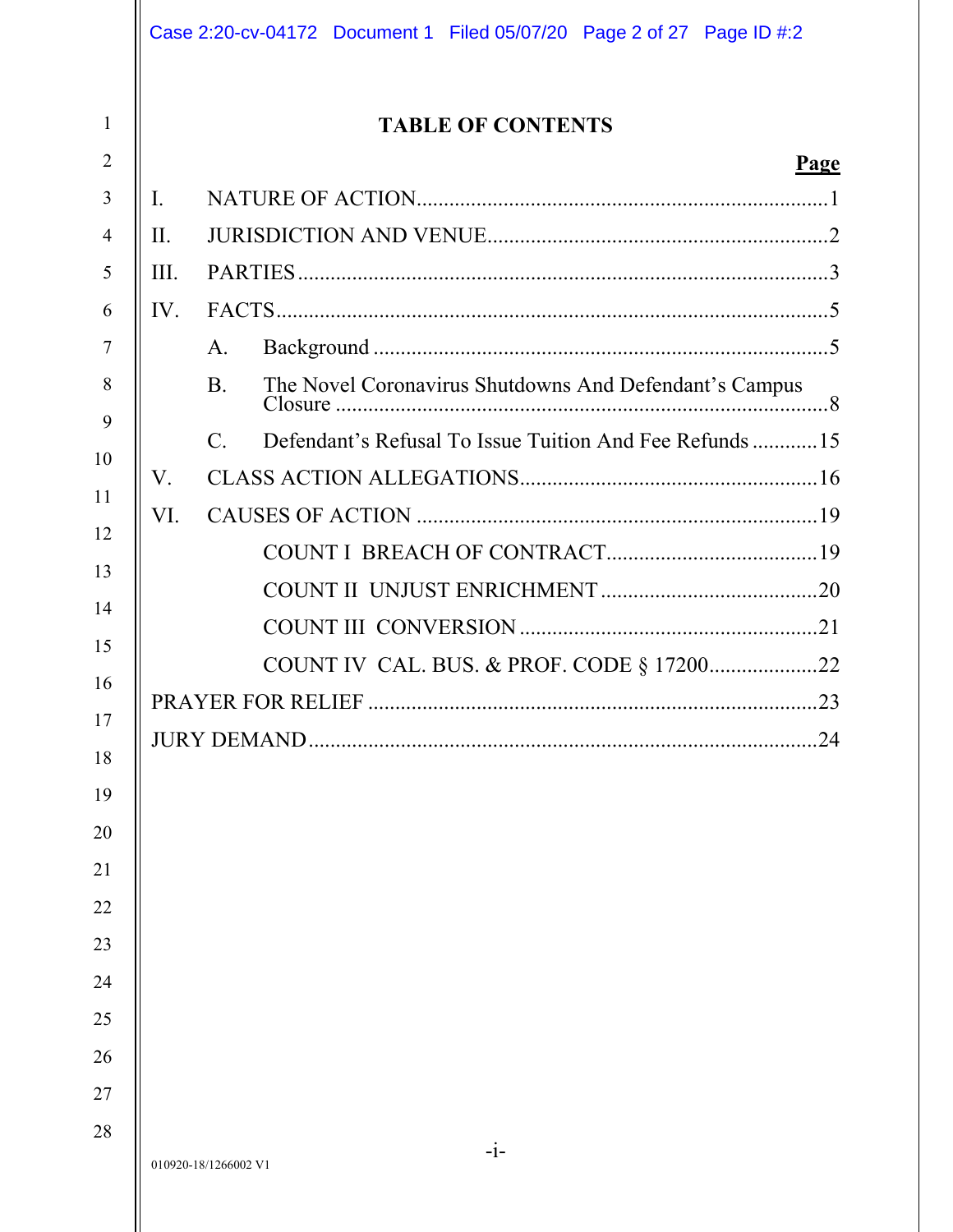# TABLE OF CONTENTS

| | | Page |
|---|---|---|
| I. | NATURE OF ACTION | 1 |
| II. | JURISDICTION AND VENUE | 2 |
| III. | PARTIES | 3 |
| IV. | FACTS | 5 |
| | A. Background | 5 |
| | B. The Novel Coronavirus Shutdowns And Defendant's Campus Closure | 8 |
| | C. Defendant's Refusal To Issue Tuition And Fee Refunds | 15 |
| V. | CLASS ACTION ALLEGATIONS | 16 |
| VI. | CAUSES OF ACTION | 19 |
| | COUNT I BREACH OF CONTRACT | 19 |
| | COUNT II UNJUST ENRICHMENT | 20 |
| | COUNT III CONVERSION | 21 |
| | COUNT IV CAL. BUS. & PROF. CODE § 17200 | 22 |
| PRAYER FOR RELIEF | | 23 |
| JURY DEMAND | | 24 |

010920-18/1266002 V1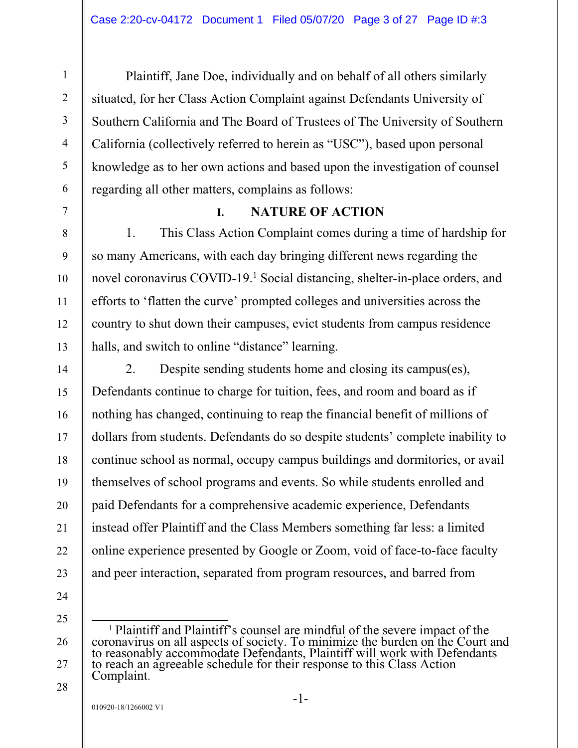Plaintiff, Jane Doe, individually and on behalf of all others similarly situated, for her Class Action Complaint against Defendants University of Southern California and The Board of Trustees of The University of Southern California (collectively referred to herein as "USC"), based upon personal knowledge as to her own actions and based upon the investigation of counsel regarding all other matters, complains as follows:

## I. NATURE OF ACTION

1. This Class Action Complaint comes during a time of hardship for so many Americans, with each day bringing different news regarding the novel coronavirus COVID-19.[1] Social distancing, shelter-in-place orders, and efforts to 'flatten the curve' prompted colleges and universities across the country to shut down their campuses, evict students from campus residence halls, and switch to online "distance" learning.

2. Despite sending students home and closing its campus(es), Defendants continue to charge for tuition, fees, and room and board as if nothing has changed, continuing to reap the financial benefit of millions of dollars from students. Defendants do so despite students' complete inability to continue school as normal, occupy campus buildings and dormitories, or avail themselves of school programs and events. So while students enrolled and paid Defendants for a comprehensive academic experience, Defendants instead offer Plaintiff and the Class Members something far less: a limited online experience presented by Google or Zoom, void of face-to-face faculty and peer interaction, separated from program resources, and barred from

---

[1] Plaintiff and Plaintiff's counsel are mindful of the severe impact of the coronavirus on all aspects of society. To minimize the burden on the Court and to reasonably accommodate Defendants, Plaintiff will work with Defendants to reach an agreeable schedule for their response to this Class Action Complaint.

010920-18/1266002 V1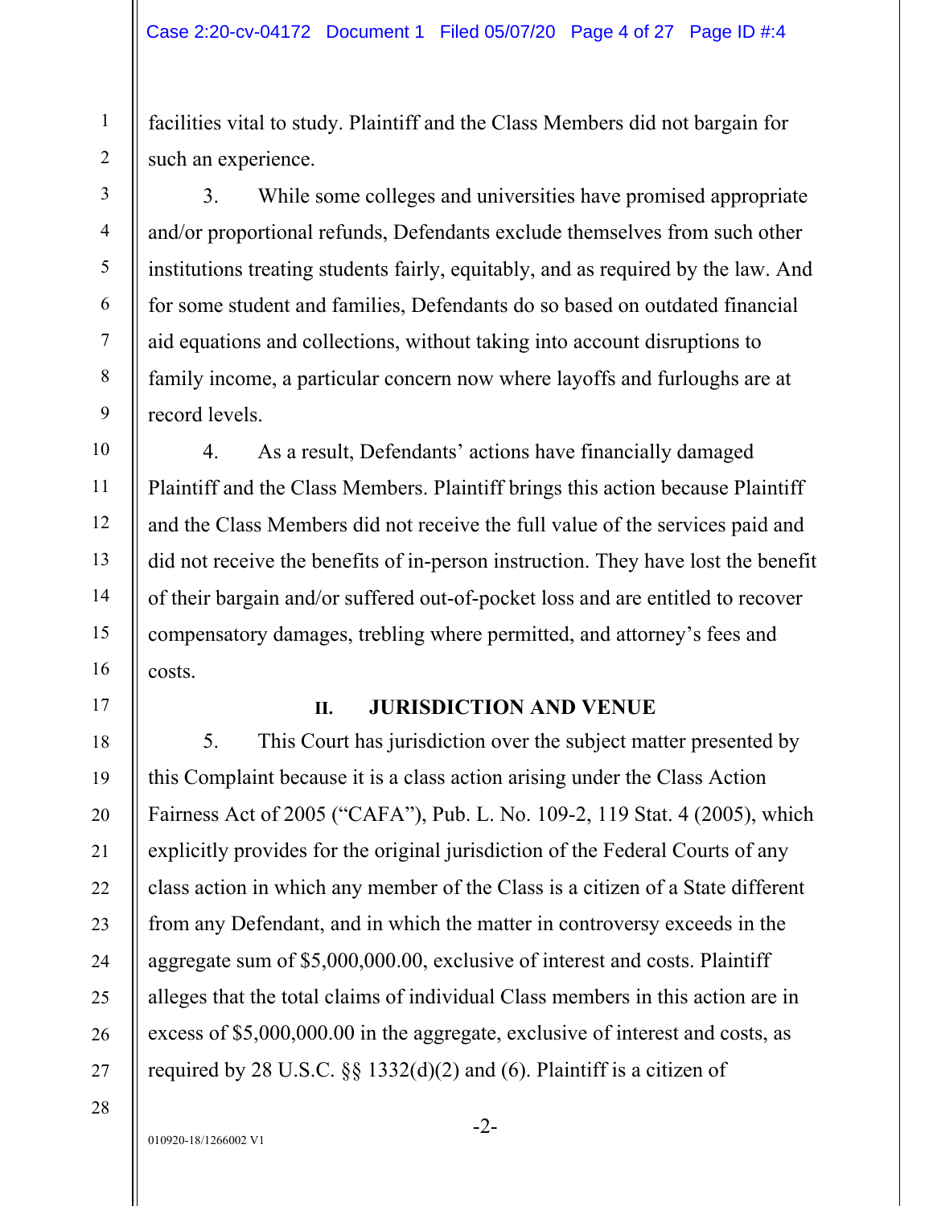facilities vital to study. Plaintiff and the Class Members did not bargain for such an experience.

3. While some colleges and universities have promised appropriate and/or proportional refunds, Defendants exclude themselves from such other institutions treating students fairly, equitably, and as required by the law. And for some student and families, Defendants do so based on outdated financial aid equations and collections, without taking into account disruptions to family income, a particular concern now where layoffs and furloughs are at record levels.

4. As a result, Defendants' actions have financially damaged Plaintiff and the Class Members. Plaintiff brings this action because Plaintiff and the Class Members did not receive the full value of the services paid and did not receive the benefits of in-person instruction. They have lost the benefit of their bargain and/or suffered out-of-pocket loss and are entitled to recover compensatory damages, trebling where permitted, and attorney's fees and costs.

## II. JURISDICTION AND VENUE

5. This Court has jurisdiction over the subject matter presented by this Complaint because it is a class action arising under the Class Action Fairness Act of 2005 ("CAFA"), Pub. L. No. 109-2, 119 Stat. 4 (2005), which explicitly provides for the original jurisdiction of the Federal Courts of any class action in which any member of the Class is a citizen of a State different from any Defendant, and in which the matter in controversy exceeds in the aggregate sum of $5,000,000.00, exclusive of interest and costs. Plaintiff alleges that the total claims of individual Class members in this action are in excess of $5,000,000.00 in the aggregate, exclusive of interest and costs, as required by 28 U.S.C. §§ 1332(d)(2) and (6). Plaintiff is a citizen of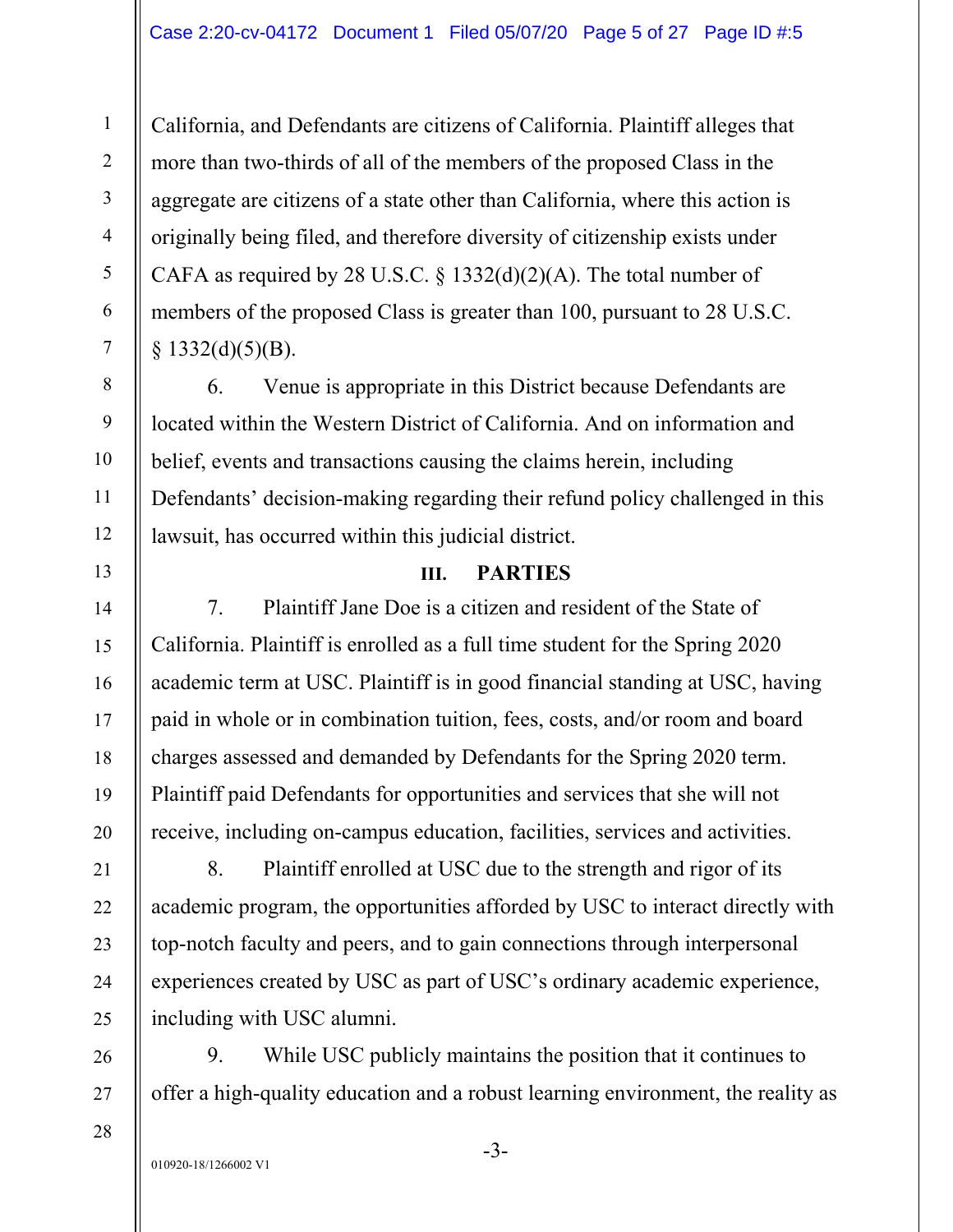California, and Defendants are citizens of California. Plaintiff alleges that more than two-thirds of all of the members of the proposed Class in the aggregate are citizens of a state other than California, where this action is originally being filed, and therefore diversity of citizenship exists under CAFA as required by 28 U.S.C. § 1332(d)(2)(A). The total number of members of the proposed Class is greater than 100, pursuant to 28 U.S.C. § 1332(d)(5)(B).

6. Venue is appropriate in this District because Defendants are located within the Western District of California. And on information and belief, events and transactions causing the claims herein, including Defendants' decision-making regarding their refund policy challenged in this lawsuit, has occurred within this judicial district.

## III. PARTIES

7. Plaintiff Jane Doe is a citizen and resident of the State of California. Plaintiff is enrolled as a full time student for the Spring 2020 academic term at USC. Plaintiff is in good financial standing at USC, having paid in whole or in combination tuition, fees, costs, and/or room and board charges assessed and demanded by Defendants for the Spring 2020 term. Plaintiff paid Defendants for opportunities and services that she will not receive, including on-campus education, facilities, services and activities.

8. Plaintiff enrolled at USC due to the strength and rigor of its academic program, the opportunities afforded by USC to interact directly with top-notch faculty and peers, and to gain connections through interpersonal experiences created by USC as part of USC's ordinary academic experience, including with USC alumni.

9. While USC publicly maintains the position that it continues to offer a high-quality education and a robust learning environment, the reality as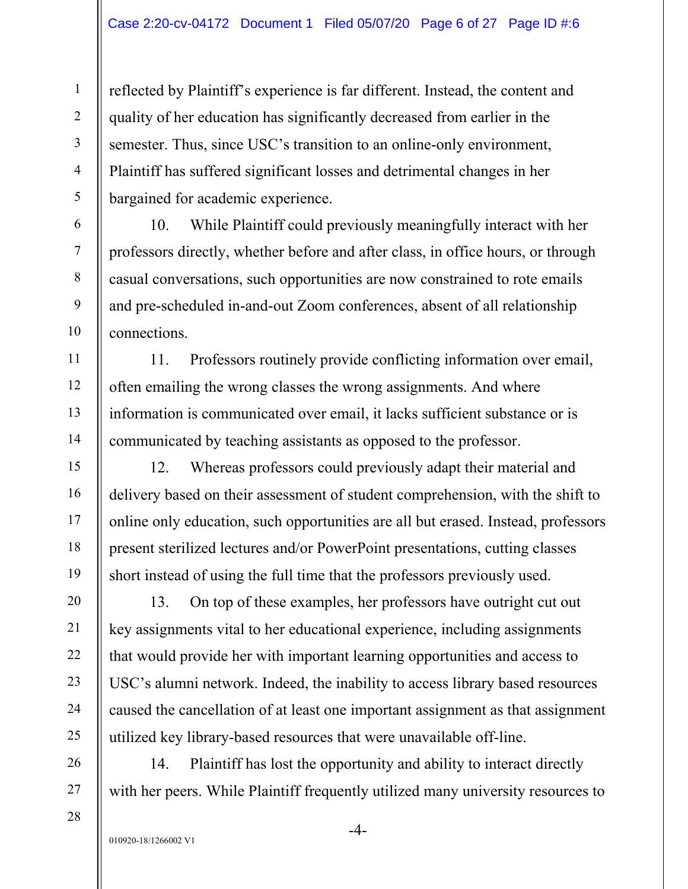reflected by Plaintiff's experience is far different. Instead, the content and quality of her education has significantly decreased from earlier in the semester. Thus, since USC's transition to an online-only environment, Plaintiff has suffered significant losses and detrimental changes in her bargained for academic experience.

10. While Plaintiff could previously meaningfully interact with her professors directly, whether before and after class, in office hours, or through casual conversations, such opportunities are now constrained to rote emails and pre-scheduled in-and-out Zoom conferences, absent of all relationship connections.

11. Professors routinely provide conflicting information over email, often emailing the wrong classes the wrong assignments. And where information is communicated over email, it lacks sufficient substance or is communicated by teaching assistants as opposed to the professor.

12. Whereas professors could previously adapt their material and delivery based on their assessment of student comprehension, with the shift to online only education, such opportunities are all but erased. Instead, professors present sterilized lectures and/or PowerPoint presentations, cutting classes short instead of using the full time that the professors previously used.

13. On top of these examples, her professors have outright cut out key assignments vital to her educational experience, including assignments that would provide her with important learning opportunities and access to USC's alumni network. Indeed, the inability to access library based resources caused the cancellation of at least one important assignment as that assignment utilized key library-based resources that were unavailable off-line.

14. Plaintiff has lost the opportunity and ability to interact directly with her peers. While Plaintiff frequently utilized many university resources to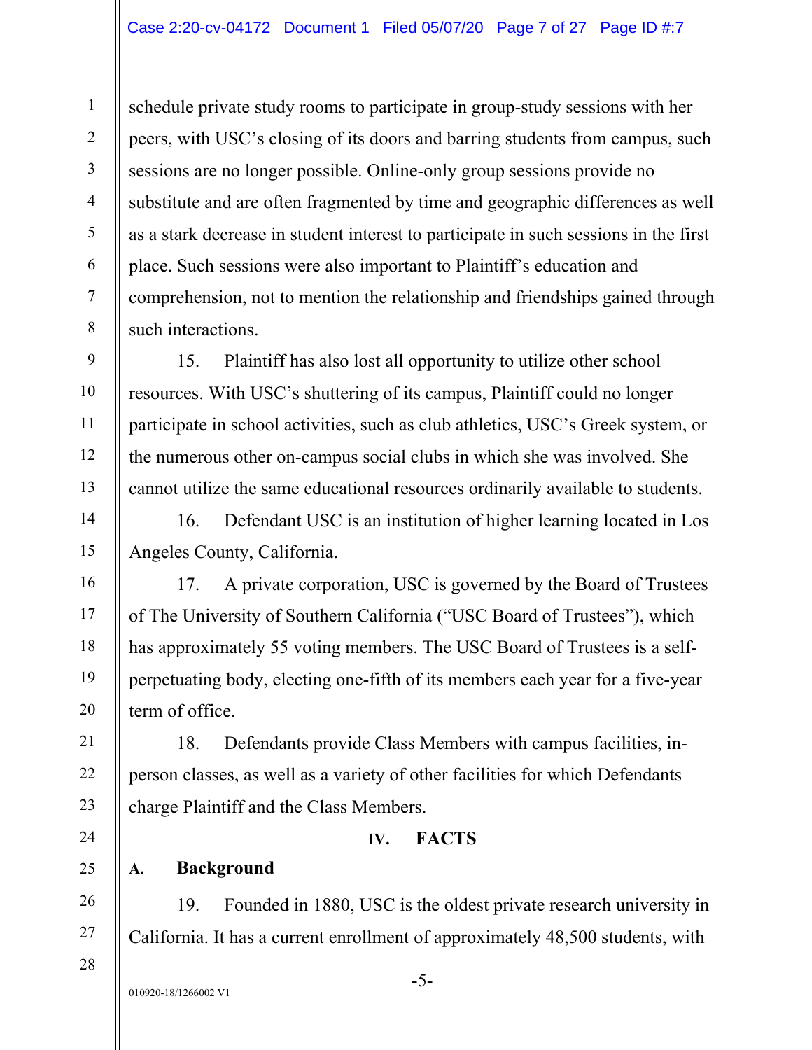schedule private study rooms to participate in group-study sessions with her peers, with USC's closing of its doors and barring students from campus, such sessions are no longer possible. Online-only group sessions provide no substitute and are often fragmented by time and geographic differences as well as a stark decrease in student interest to participate in such sessions in the first place. Such sessions were also important to Plaintiff's education and comprehension, not to mention the relationship and friendships gained through such interactions.

15. Plaintiff has also lost all opportunity to utilize other school resources. With USC's shuttering of its campus, Plaintiff could no longer participate in school activities, such as club athletics, USC's Greek system, or the numerous other on-campus social clubs in which she was involved. She cannot utilize the same educational resources ordinarily available to students.

16. Defendant USC is an institution of higher learning located in Los Angeles County, California.

17. A private corporation, USC is governed by the Board of Trustees of The University of Southern California ("USC Board of Trustees"), which has approximately 55 voting members. The USC Board of Trustees is a self-perpetuating body, electing one-fifth of its members each year for a five-year term of office.

18. Defendants provide Class Members with campus facilities, in-person classes, as well as a variety of other facilities for which Defendants charge Plaintiff and the Class Members.

## IV. FACTS

### A. Background

19. Founded in 1880, USC is the oldest private research university in California. It has a current enrollment of approximately 48,500 students, with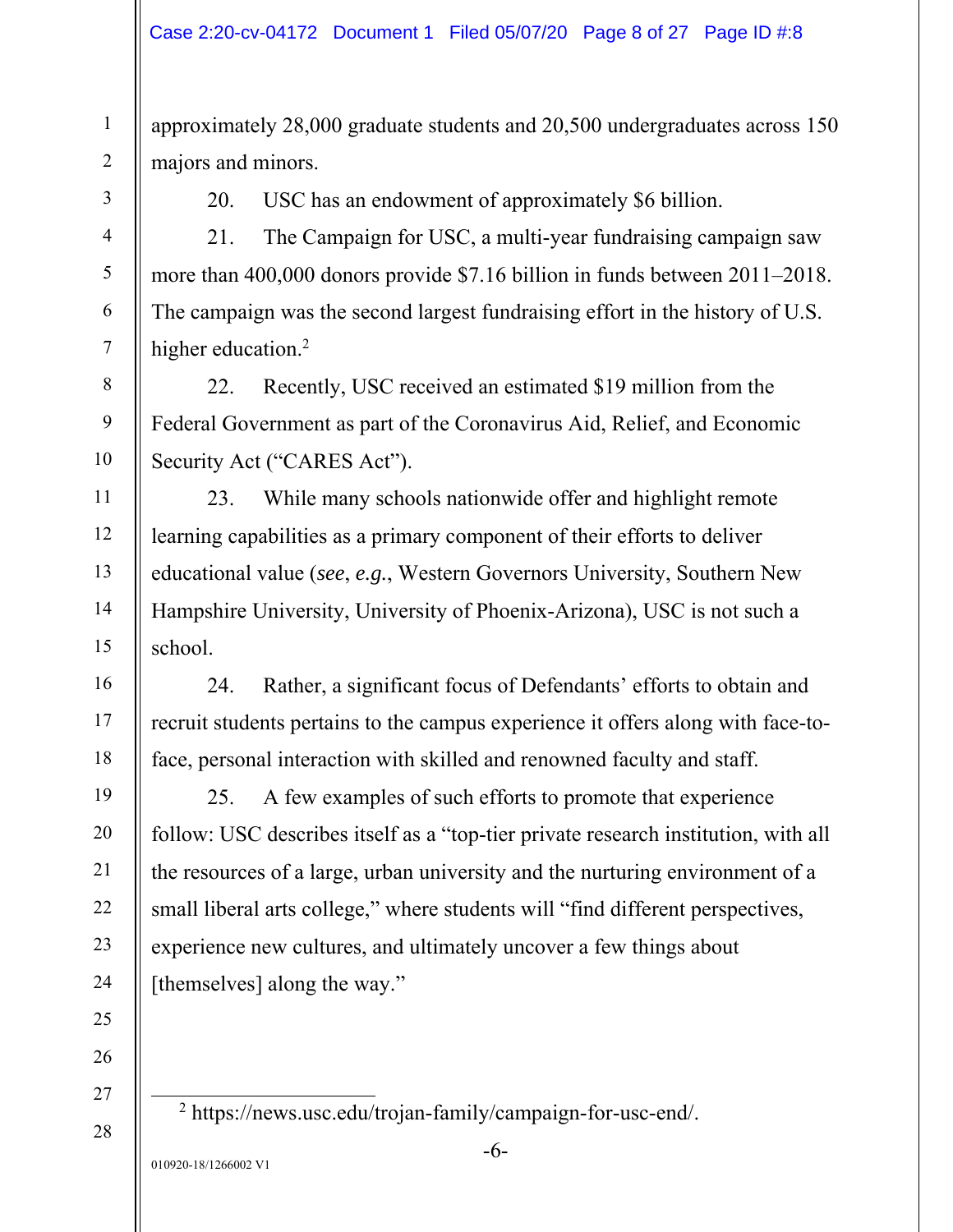approximately 28,000 graduate students and 20,500 undergraduates across 150 majors and minors.

20. USC has an endowment of approximately $6 billion.

21. The Campaign for USC, a multi-year fundraising campaign saw more than 400,000 donors provide $7.16 billion in funds between 2011–2018. The campaign was the second largest fundraising effort in the history of U.S. higher education.[2]

22. Recently, USC received an estimated $19 million from the Federal Government as part of the Coronavirus Aid, Relief, and Economic Security Act ("CARES Act").

23. While many schools nationwide offer and highlight remote learning capabilities as a primary component of their efforts to deliver educational value (*see*, *e.g.*, Western Governors University, Southern New Hampshire University, University of Phoenix-Arizona), USC is not such a school.

24. Rather, a significant focus of Defendants' efforts to obtain and recruit students pertains to the campus experience it offers along with face-to-face, personal interaction with skilled and renowned faculty and staff.

25. A few examples of such efforts to promote that experience follow: USC describes itself as a "top-tier private research institution, with all the resources of a large, urban university and the nurturing environment of a small liberal arts college," where students will "find different perspectives, experience new cultures, and ultimately uncover a few things about [themselves] along the way."

---

[2] https://news.usc.edu/trojan-family/campaign-for-usc-end/.

010920-18/1266002 V1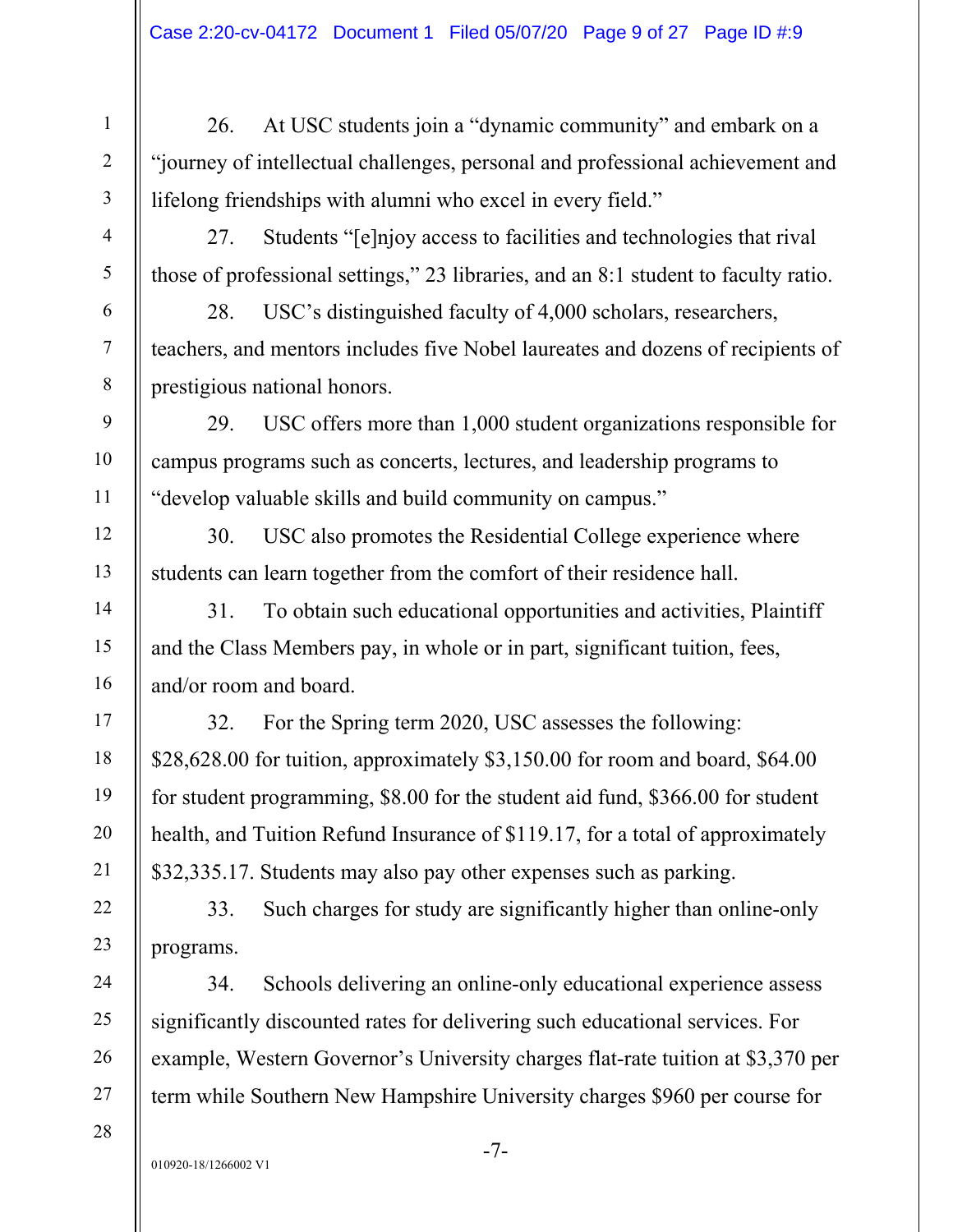26. At USC students join a "dynamic community" and embark on a "journey of intellectual challenges, personal and professional achievement and lifelong friendships with alumni who excel in every field."

27. Students "[e]njoy access to facilities and technologies that rival those of professional settings," 23 libraries, and an 8:1 student to faculty ratio.

28. USC's distinguished faculty of 4,000 scholars, researchers, teachers, and mentors includes five Nobel laureates and dozens of recipients of prestigious national honors.

29. USC offers more than 1,000 student organizations responsible for campus programs such as concerts, lectures, and leadership programs to "develop valuable skills and build community on campus."

30. USC also promotes the Residential College experience where students can learn together from the comfort of their residence hall.

31. To obtain such educational opportunities and activities, Plaintiff and the Class Members pay, in whole or in part, significant tuition, fees, and/or room and board.

32. For the Spring term 2020, USC assesses the following: $28,628.00 for tuition, approximately $3,150.00 for room and board, $64.00 for student programming, $8.00 for the student aid fund, $366.00 for student health, and Tuition Refund Insurance of $119.17, for a total of approximately $32,335.17. Students may also pay other expenses such as parking.

33. Such charges for study are significantly higher than online-only programs.

34. Schools delivering an online-only educational experience assess significantly discounted rates for delivering such educational services. For example, Western Governor's University charges flat-rate tuition at $3,370 per term while Southern New Hampshire University charges $960 per course for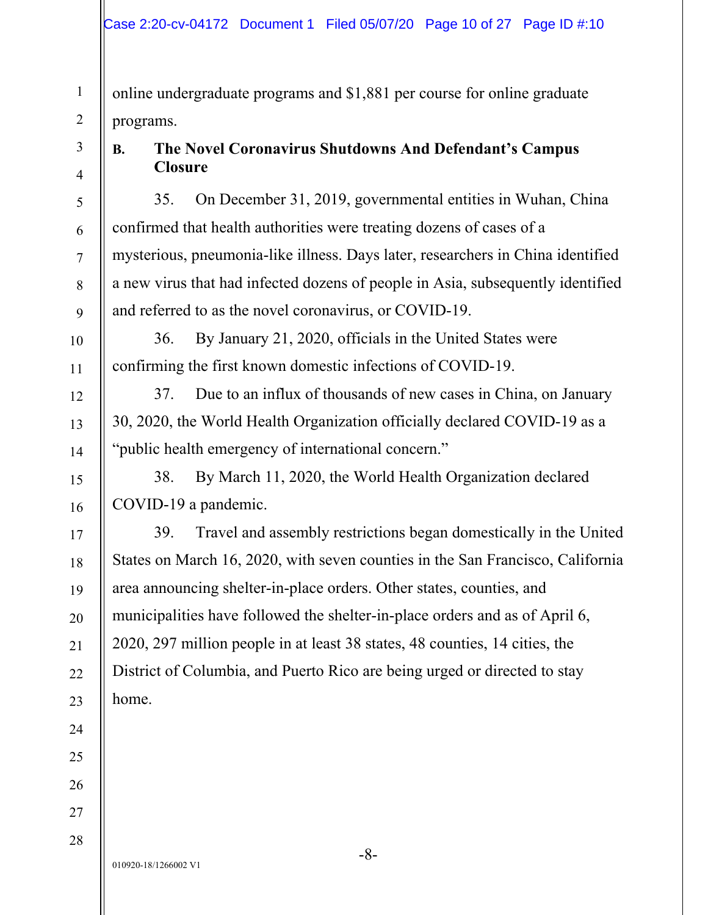online undergraduate programs and $1,881 per course for online graduate programs.

### B. The Novel Coronavirus Shutdowns And Defendant's Campus Closure

35. On December 31, 2019, governmental entities in Wuhan, China confirmed that health authorities were treating dozens of cases of a mysterious, pneumonia-like illness. Days later, researchers in China identified a new virus that had infected dozens of people in Asia, subsequently identified and referred to as the novel coronavirus, or COVID-19.

36. By January 21, 2020, officials in the United States were confirming the first known domestic infections of COVID-19.

37. Due to an influx of thousands of new cases in China, on January 30, 2020, the World Health Organization officially declared COVID-19 as a "public health emergency of international concern."

38. By March 11, 2020, the World Health Organization declared COVID-19 a pandemic.

39. Travel and assembly restrictions began domestically in the United States on March 16, 2020, with seven counties in the San Francisco, California area announcing shelter-in-place orders. Other states, counties, and municipalities have followed the shelter-in-place orders and as of April 6, 2020, 297 million people in at least 38 states, 48 counties, 14 cities, the District of Columbia, and Puerto Rico are being urged or directed to stay home.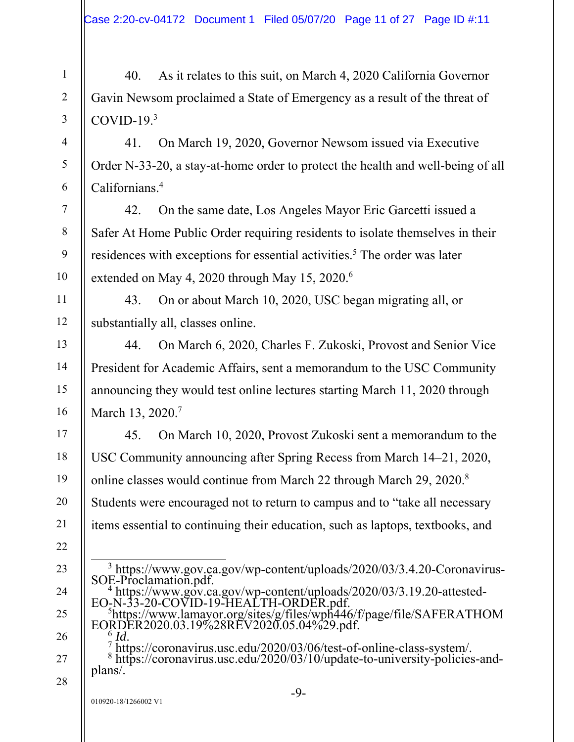40. As it relates to this suit, on March 4, 2020 California Governor Gavin Newsom proclaimed a State of Emergency as a result of the threat of COVID-19.[3]

41. On March 19, 2020, Governor Newsom issued via Executive Order N-33-20, a stay-at-home order to protect the health and well-being of all Californians.[4]

42. On the same date, Los Angeles Mayor Eric Garcetti issued a Safer At Home Public Order requiring residents to isolate themselves in their residences with exceptions for essential activities.[5] The order was later extended on May 4, 2020 through May 15, 2020.[6]

43. On or about March 10, 2020, USC began migrating all, or substantially all, classes online.

44. On March 6, 2020, Charles F. Zukoski, Provost and Senior Vice President for Academic Affairs, sent a memorandum to the USC Community announcing they would test online lectures starting March 11, 2020 through March 13, 2020.[7]

45. On March 10, 2020, Provost Zukoski sent a memorandum to the USC Community announcing after Spring Recess from March 14–21, 2020, online classes would continue from March 22 through March 29, 2020.[8] Students were encouraged not to return to campus and to "take all necessary items essential to continuing their education, such as laptops, textbooks, and

---

[3] https://www.gov.ca.gov/wp-content/uploads/2020/03/3.4.20-Coronavirus-SOE-Proclamation.pdf.

[4] https://www.gov.ca.gov/wp-content/uploads/2020/03/3.19.20-attested-EO-N-33-20-COVID-19-HEALTH-ORDER.pdf.

[5] https://www.lamayor.org/sites/g/files/wph446/f/page/file/SAFERATHOMEORDER2020.03.19%28REV2020.05.04%29.pdf.

[6] *Id*.

[7] https://coronavirus.usc.edu/2020/03/06/test-of-online-class-system/.

[8] https://coronavirus.usc.edu/2020/03/10/update-to-university-policies-and-plans/.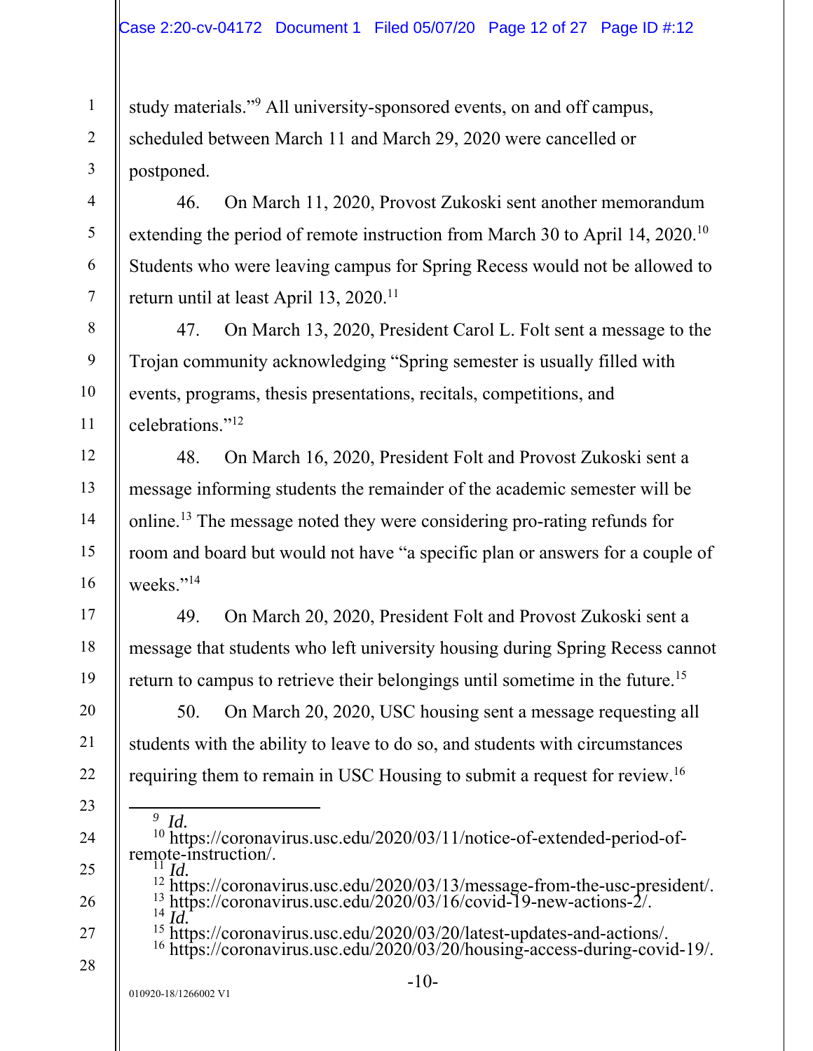study materials."[9] All university-sponsored events, on and off campus, scheduled between March 11 and March 29, 2020 were cancelled or postponed.

46. On March 11, 2020, Provost Zukoski sent another memorandum extending the period of remote instruction from March 30 to April 14, 2020.[10] Students who were leaving campus for Spring Recess would not be allowed to return until at least April 13, 2020.[11]

47. On March 13, 2020, President Carol L. Folt sent a message to the Trojan community acknowledging "Spring semester is usually filled with events, programs, thesis presentations, recitals, competitions, and celebrations."[12]

48. On March 16, 2020, President Folt and Provost Zukoski sent a message informing students the remainder of the academic semester will be online.[13] The message noted they were considering pro-rating refunds for room and board but would not have "a specific plan or answers for a couple of weeks."[14]

49. On March 20, 2020, President Folt and Provost Zukoski sent a message that students who left university housing during Spring Recess cannot return to campus to retrieve their belongings until sometime in the future.[15]

50. On March 20, 2020, USC housing sent a message requesting all students with the ability to leave to do so, and students with circumstances requiring them to remain in USC Housing to submit a request for review.[16]

---

[9] *Id.*
[10] https://coronavirus.usc.edu/2020/03/11/notice-of-extended-period-of-remote-instruction/.
[11] *Id.*
[12] https://coronavirus.usc.edu/2020/03/13/message-from-the-usc-president/.
[13] https://coronavirus.usc.edu/2020/03/16/covid-19-new-actions-2/.
[14] *Id.*
[15] https://coronavirus.usc.edu/2020/03/20/latest-updates-and-actions/.
[16] https://coronavirus.usc.edu/2020/03/20/housing-access-during-covid-19/.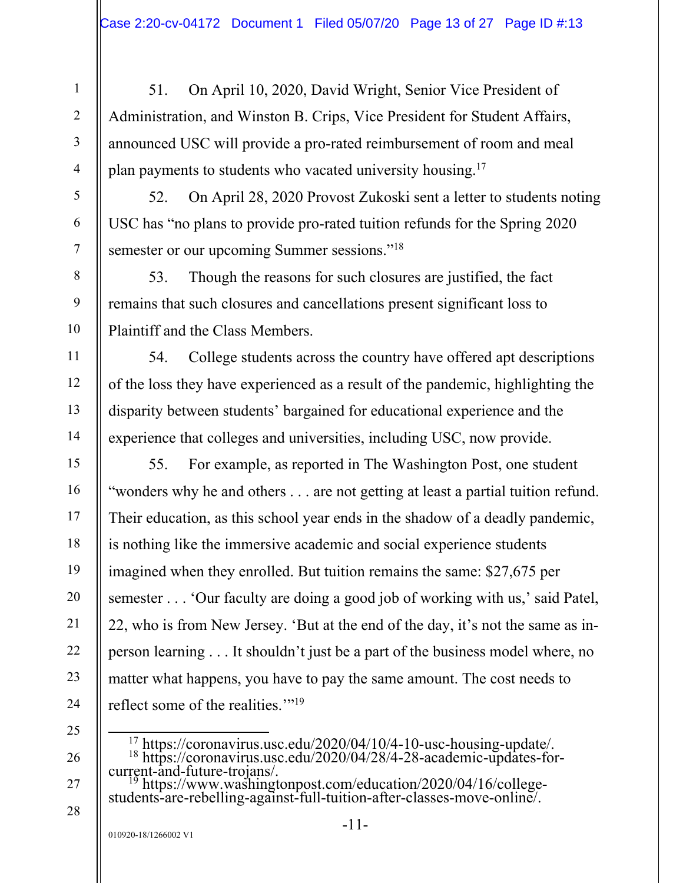51. On April 10, 2020, David Wright, Senior Vice President of Administration, and Winston B. Crips, Vice President for Student Affairs, announced USC will provide a pro-rated reimbursement of room and meal plan payments to students who vacated university housing.[17]

52. On April 28, 2020 Provost Zukoski sent a letter to students noting USC has "no plans to provide pro-rated tuition refunds for the Spring 2020 semester or our upcoming Summer sessions."[18]

53. Though the reasons for such closures are justified, the fact remains that such closures and cancellations present significant loss to Plaintiff and the Class Members.

54. College students across the country have offered apt descriptions of the loss they have experienced as a result of the pandemic, highlighting the disparity between students' bargained for educational experience and the experience that colleges and universities, including USC, now provide.

55. For example, as reported in The Washington Post, one student "wonders why he and others . . . are not getting at least a partial tuition refund. Their education, as this school year ends in the shadow of a deadly pandemic, is nothing like the immersive academic and social experience students imagined when they enrolled. But tuition remains the same: $27,675 per semester . . . 'Our faculty are doing a good job of working with us,' said Patel, 22, who is from New Jersey. 'But at the end of the day, it's not the same as in-person learning . . . It shouldn't just be a part of the business model where, no matter what happens, you have to pay the same amount. The cost needs to reflect some of the realities.'"[19]

---

[17] https://coronavirus.usc.edu/2020/04/10/4-10-usc-housing-update/.

[18] https://coronavirus.usc.edu/2020/04/28/4-28-academic-updates-for-current-and-future-trojans/.

[19] https://www.washingtonpost.com/education/2020/04/16/college-students-are-rebelling-against-full-tuition-after-classes-move-online/.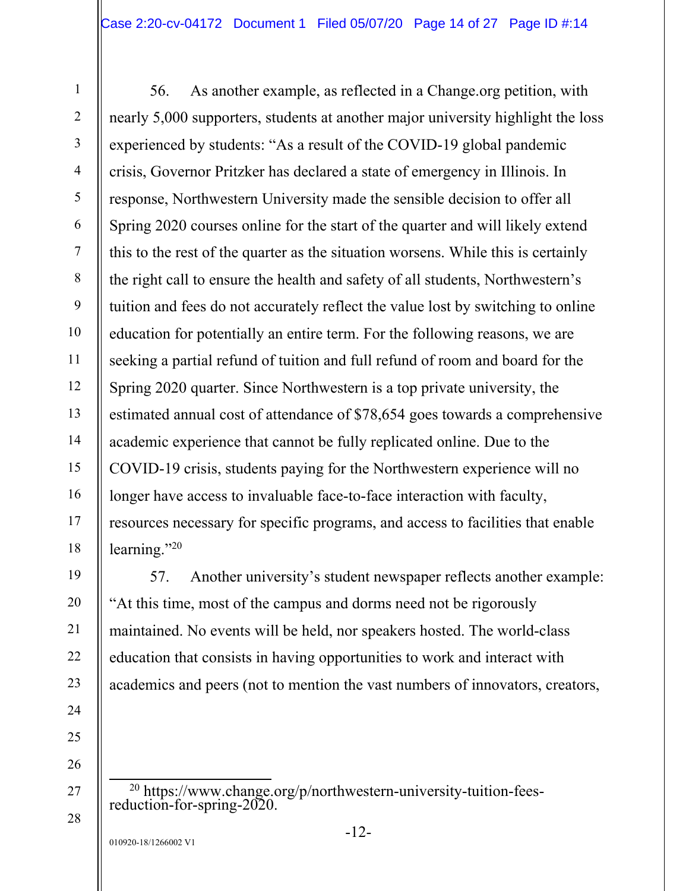56. As another example, as reflected in a Change.org petition, with nearly 5,000 supporters, students at another major university highlight the loss experienced by students: "As a result of the COVID-19 global pandemic crisis, Governor Pritzker has declared a state of emergency in Illinois. In response, Northwestern University made the sensible decision to offer all Spring 2020 courses online for the start of the quarter and will likely extend this to the rest of the quarter as the situation worsens. While this is certainly the right call to ensure the health and safety of all students, Northwestern's tuition and fees do not accurately reflect the value lost by switching to online education for potentially an entire term. For the following reasons, we are seeking a partial refund of tuition and full refund of room and board for the Spring 2020 quarter. Since Northwestern is a top private university, the estimated annual cost of attendance of $78,654 goes towards a comprehensive academic experience that cannot be fully replicated online. Due to the COVID-19 crisis, students paying for the Northwestern experience will no longer have access to invaluable face-to-face interaction with faculty, resources necessary for specific programs, and access to facilities that enable learning."[20]

57. Another university's student newspaper reflects another example: "At this time, most of the campus and dorms need not be rigorously maintained. No events will be held, nor speakers hosted. The world-class education that consists in having opportunities to work and interact with academics and peers (not to mention the vast numbers of innovators, creators,

[20] https://www.change.org/p/northwestern-university-tuition-fees-reduction-for-spring-2020.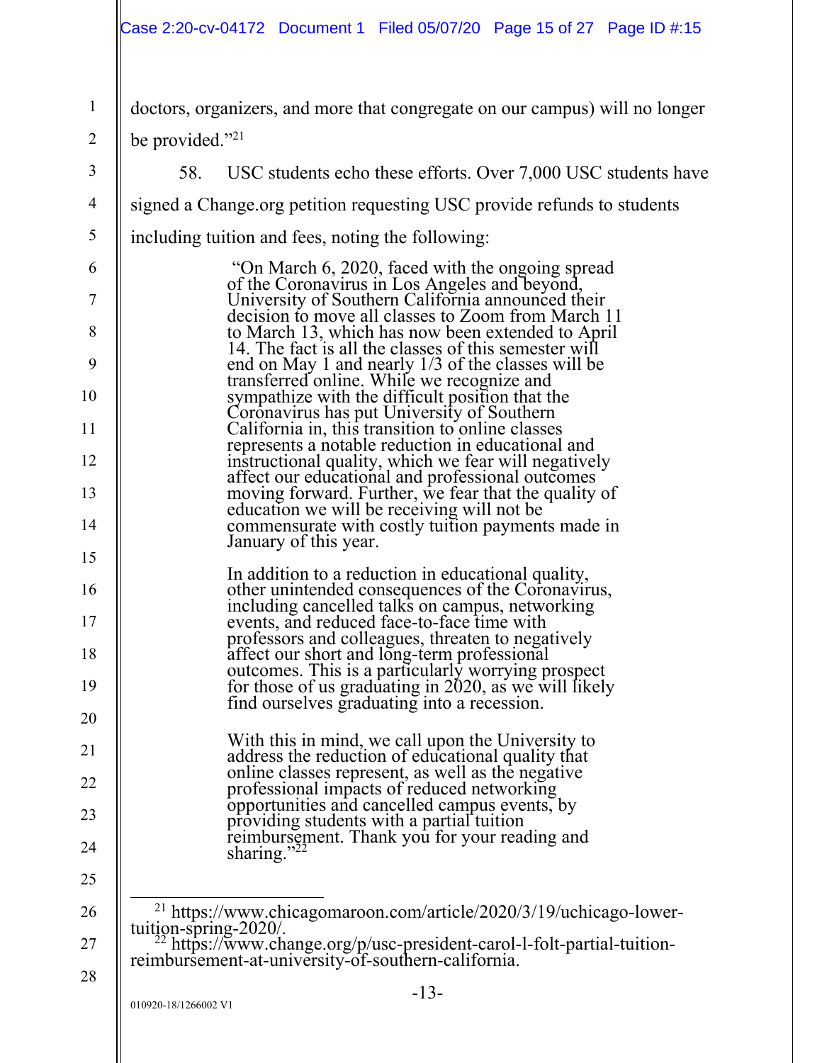doctors, organizers, and more that congregate on our campus) will no longer be provided."[21]

58. USC students echo these efforts. Over 7,000 USC students have signed a Change.org petition requesting USC provide refunds to students including tuition and fees, noting the following:

> "On March 6, 2020, faced with the ongoing spread of the Coronavirus in Los Angeles and beyond, University of Southern California announced their decision to move all classes to Zoom from March 11 to March 13, which has now been extended to April 14. The fact is all the classes of this semester will end on May 1 and nearly 1/3 of the classes will be transferred online. While we recognize and sympathize with the difficult position that the Coronavirus has put University of Southern California in, this transition to online classes represents a notable reduction in educational and instructional quality, which we fear will negatively affect our educational and professional outcomes moving forward. Further, we fear that the quality of education we will be receiving will not be commensurate with costly tuition payments made in January of this year.
>
> In addition to a reduction in educational quality, other unintended consequences of the Coronavirus, including cancelled talks on campus, networking events, and reduced face-to-face time with professors and colleagues, threaten to negatively affect our short and long-term professional outcomes. This is a particularly worrying prospect for those of us graduating in 2020, as we will likely find ourselves graduating into a recession.
>
> With this in mind, we call upon the University to address the reduction of educational quality that online classes represent, as well as the negative professional impacts of reduced networking opportunities and cancelled campus events, by providing students with a partial tuition reimbursement. Thank you for your reading and sharing."[22]

---

[21] https://www.chicagomaroon.com/article/2020/3/19/uchicago-lower-tuition-spring-2020/.

[22] https://www.change.org/p/usc-president-carol-l-folt-partial-tuition-reimbursement-at-university-of-southern-california.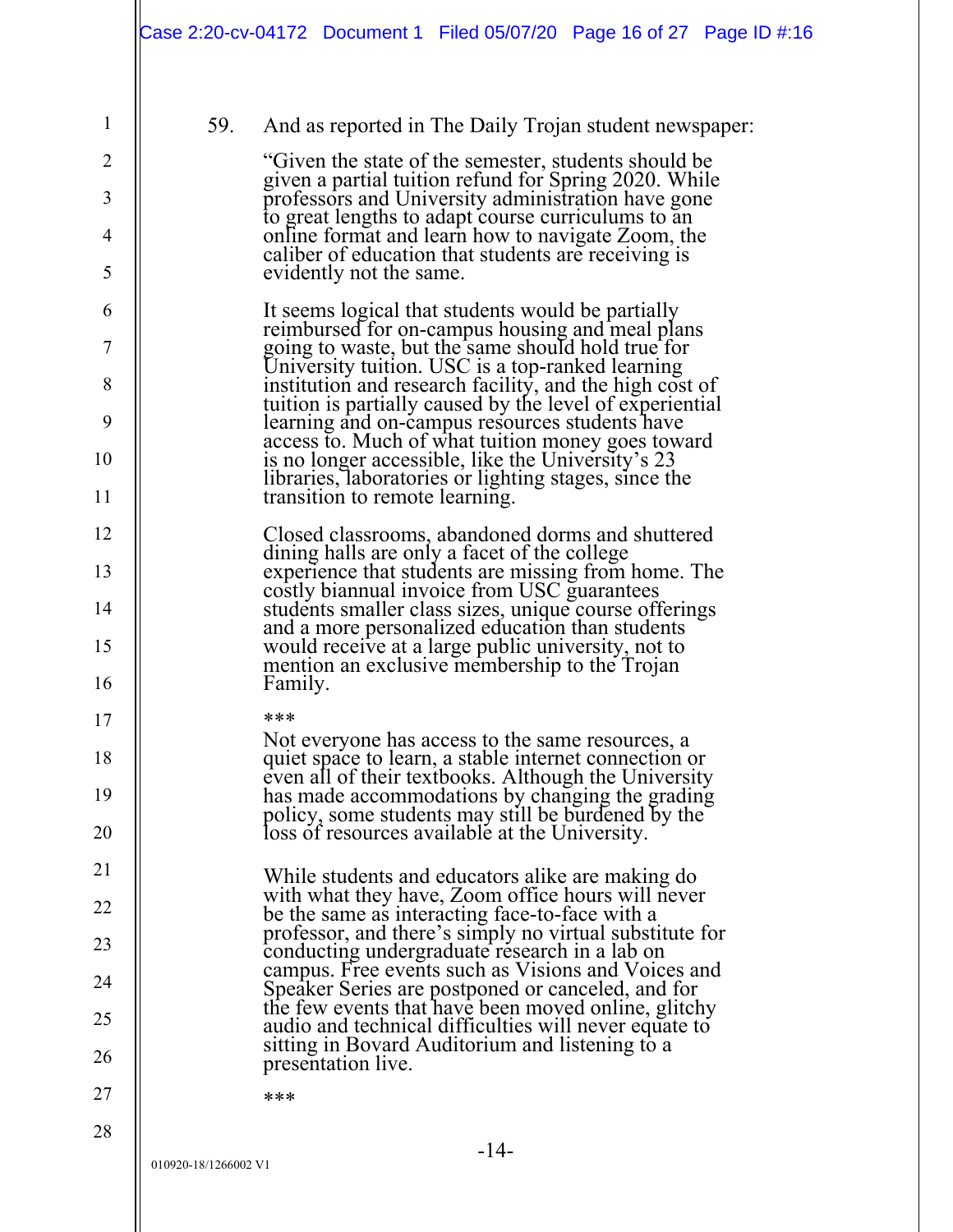59. And as reported in The Daily Trojan student newspaper:

> "Given the state of the semester, students should be given a partial tuition refund for Spring 2020. While professors and University administration have gone to great lengths to adapt course curriculums to an online format and learn how to navigate Zoom, the caliber of education that students are receiving is evidently not the same.
>
> It seems logical that students would be partially reimbursed for on-campus housing and meal plans going to waste, but the same should hold true for University tuition. USC is a top-ranked learning institution and research facility, and the high cost of tuition is partially caused by the level of experiential learning and on-campus resources students have access to. Much of what tuition money goes toward is no longer accessible, like the University's 23 libraries, laboratories or lighting stages, since the transition to remote learning.
>
> Closed classrooms, abandoned dorms and shuttered dining halls are only a facet of the college experience that students are missing from home. The costly biannual invoice from USC guarantees students smaller class sizes, unique course offerings and a more personalized education than students would receive at a large public university, not to mention an exclusive membership to the Trojan Family.
>
> ***
>
> Not everyone has access to the same resources, a quiet space to learn, a stable internet connection or even all of their textbooks. Although the University has made accommodations by changing the grading policy, some students may still be burdened by the loss of resources available at the University.
>
> While students and educators alike are making do with what they have, Zoom office hours will never be the same as interacting face-to-face with a professor, and there's simply no virtual substitute for conducting undergraduate research in a lab on campus. Free events such as Visions and Voices and Speaker Series are postponed or canceled, and for the few events that have been moved online, glitchy audio and technical difficulties will never equate to sitting in Bovard Auditorium and listening to a presentation live.
>
> ***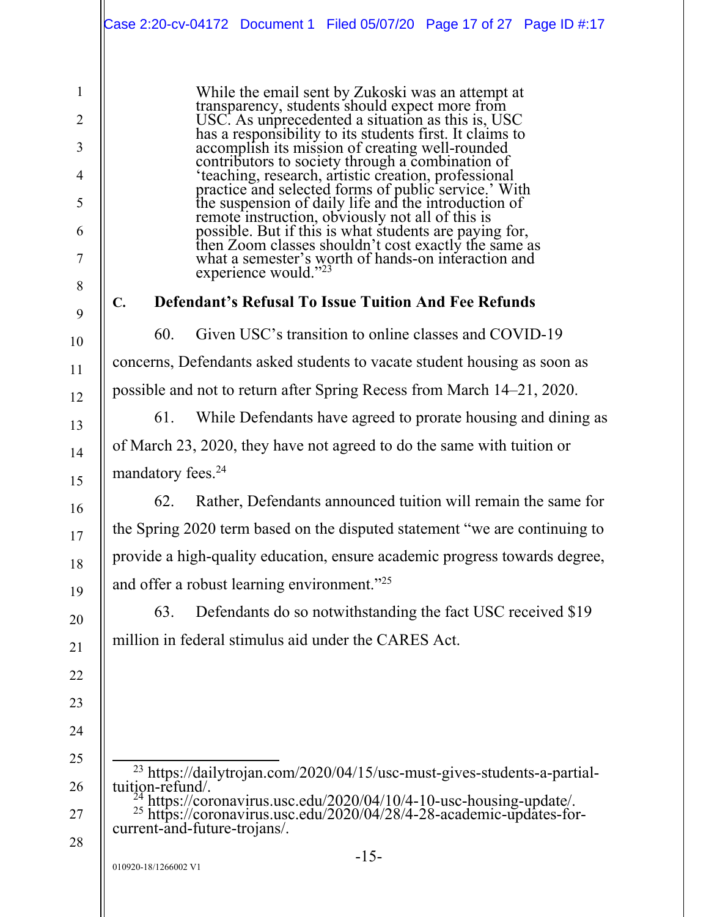> While the email sent by Zukoski was an attempt at transparency, students should expect more from USC. As unprecedented a situation as this is, USC has a responsibility to its students first. It claims to accomplish its mission of creating well-rounded contributors to society through a combination of 'teaching, research, artistic creation, professional practice and selected forms of public service.' With the suspension of daily life and the introduction of remote instruction, obviously not all of this is possible. But if this is what students are paying for, then Zoom classes shouldn't cost exactly the same as what a semester's worth of hands-on interaction and experience would."[23]

### C. Defendant's Refusal To Issue Tuition And Fee Refunds

60. Given USC's transition to online classes and COVID-19 concerns, Defendants asked students to vacate student housing as soon as possible and not to return after Spring Recess from March 14–21, 2020.

61. While Defendants have agreed to prorate housing and dining as of March 23, 2020, they have not agreed to do the same with tuition or mandatory fees.[24]

62. Rather, Defendants announced tuition will remain the same for the Spring 2020 term based on the disputed statement "we are continuing to provide a high-quality education, ensure academic progress towards degree, and offer a robust learning environment."[25]

63. Defendants do so notwithstanding the fact USC received $19 million in federal stimulus aid under the CARES Act.

---

[23] https://dailytrojan.com/2020/04/15/usc-must-gives-students-a-partial-tuition-refund/.

[24] https://coronavirus.usc.edu/2020/04/10/4-10-usc-housing-update/.

[25] https://coronavirus.usc.edu/2020/04/28/4-28-academic-updates-for-current-and-future-trojans/.

010920-18/1266002 V1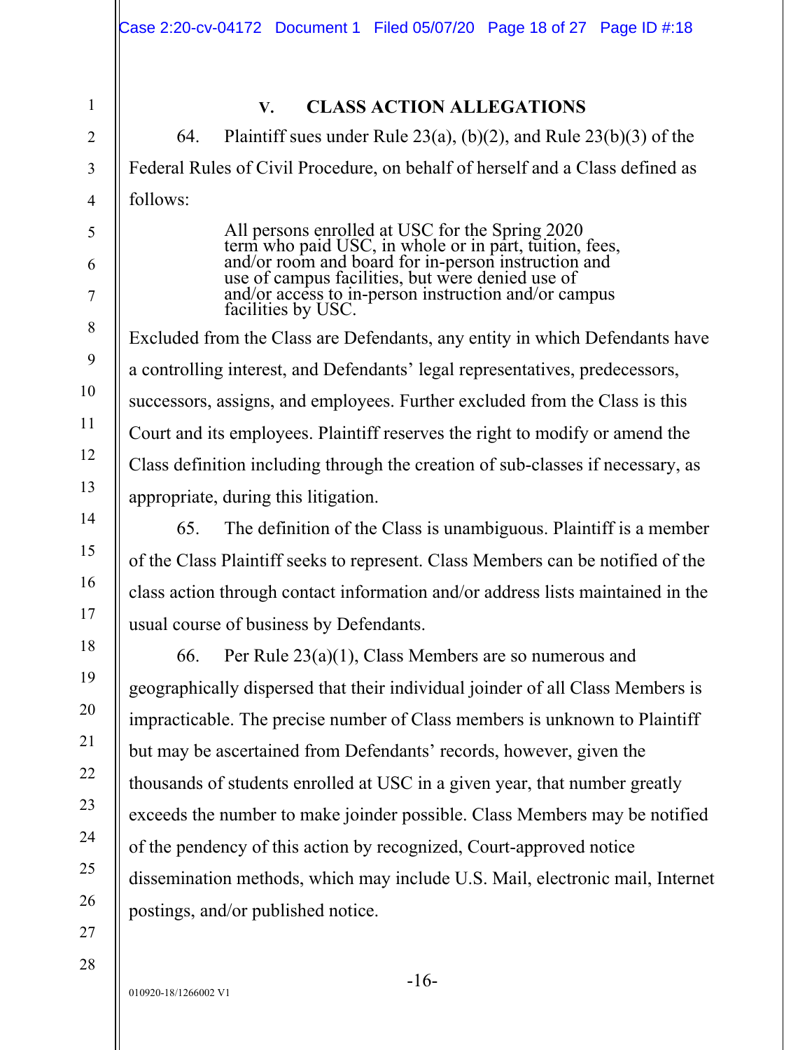## V. CLASS ACTION ALLEGATIONS

64. Plaintiff sues under Rule 23(a), (b)(2), and Rule 23(b)(3) of the Federal Rules of Civil Procedure, on behalf of herself and a Class defined as follows:

> All persons enrolled at USC for the Spring 2020 term who paid USC, in whole or in part, tuition, fees, and/or room and board for in-person instruction and use of campus facilities, but were denied use of and/or access to in-person instruction and/or campus facilities by USC.

Excluded from the Class are Defendants, any entity in which Defendants have a controlling interest, and Defendants' legal representatives, predecessors, successors, assigns, and employees. Further excluded from the Class is this Court and its employees. Plaintiff reserves the right to modify or amend the Class definition including through the creation of sub-classes if necessary, as appropriate, during this litigation.

65. The definition of the Class is unambiguous. Plaintiff is a member of the Class Plaintiff seeks to represent. Class Members can be notified of the class action through contact information and/or address lists maintained in the usual course of business by Defendants.

66. Per Rule 23(a)(1), Class Members are so numerous and geographically dispersed that their individual joinder of all Class Members is impracticable. The precise number of Class members is unknown to Plaintiff but may be ascertained from Defendants' records, however, given the thousands of students enrolled at USC in a given year, that number greatly exceeds the number to make joinder possible. Class Members may be notified of the pendency of this action by recognized, Court-approved notice dissemination methods, which may include U.S. Mail, electronic mail, Internet postings, and/or published notice.

010920-18/1266002 V1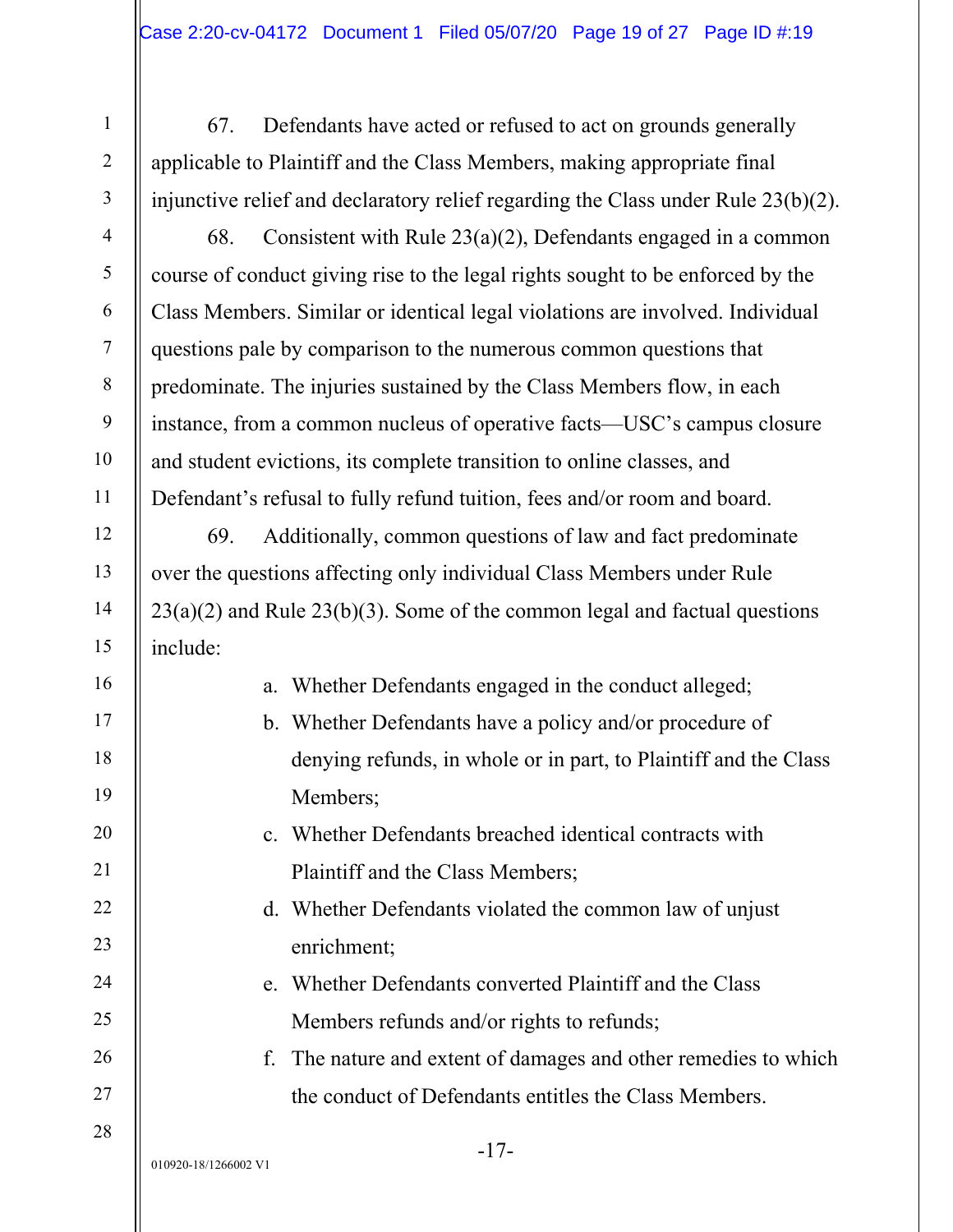67. Defendants have acted or refused to act on grounds generally applicable to Plaintiff and the Class Members, making appropriate final injunctive relief and declaratory relief regarding the Class under Rule 23(b)(2).

68. Consistent with Rule 23(a)(2), Defendants engaged in a common course of conduct giving rise to the legal rights sought to be enforced by the Class Members. Similar or identical legal violations are involved. Individual questions pale by comparison to the numerous common questions that predominate. The injuries sustained by the Class Members flow, in each instance, from a common nucleus of operative facts—USC's campus closure and student evictions, its complete transition to online classes, and Defendant's refusal to fully refund tuition, fees and/or room and board.

69. Additionally, common questions of law and fact predominate over the questions affecting only individual Class Members under Rule 23(a)(2) and Rule 23(b)(3). Some of the common legal and factual questions include:

a. Whether Defendants engaged in the conduct alleged;

b. Whether Defendants have a policy and/or procedure of denying refunds, in whole or in part, to Plaintiff and the Class Members;

c. Whether Defendants breached identical contracts with Plaintiff and the Class Members;

d. Whether Defendants violated the common law of unjust enrichment;

e. Whether Defendants converted Plaintiff and the Class Members refunds and/or rights to refunds;

f. The nature and extent of damages and other remedies to which the conduct of Defendants entitles the Class Members.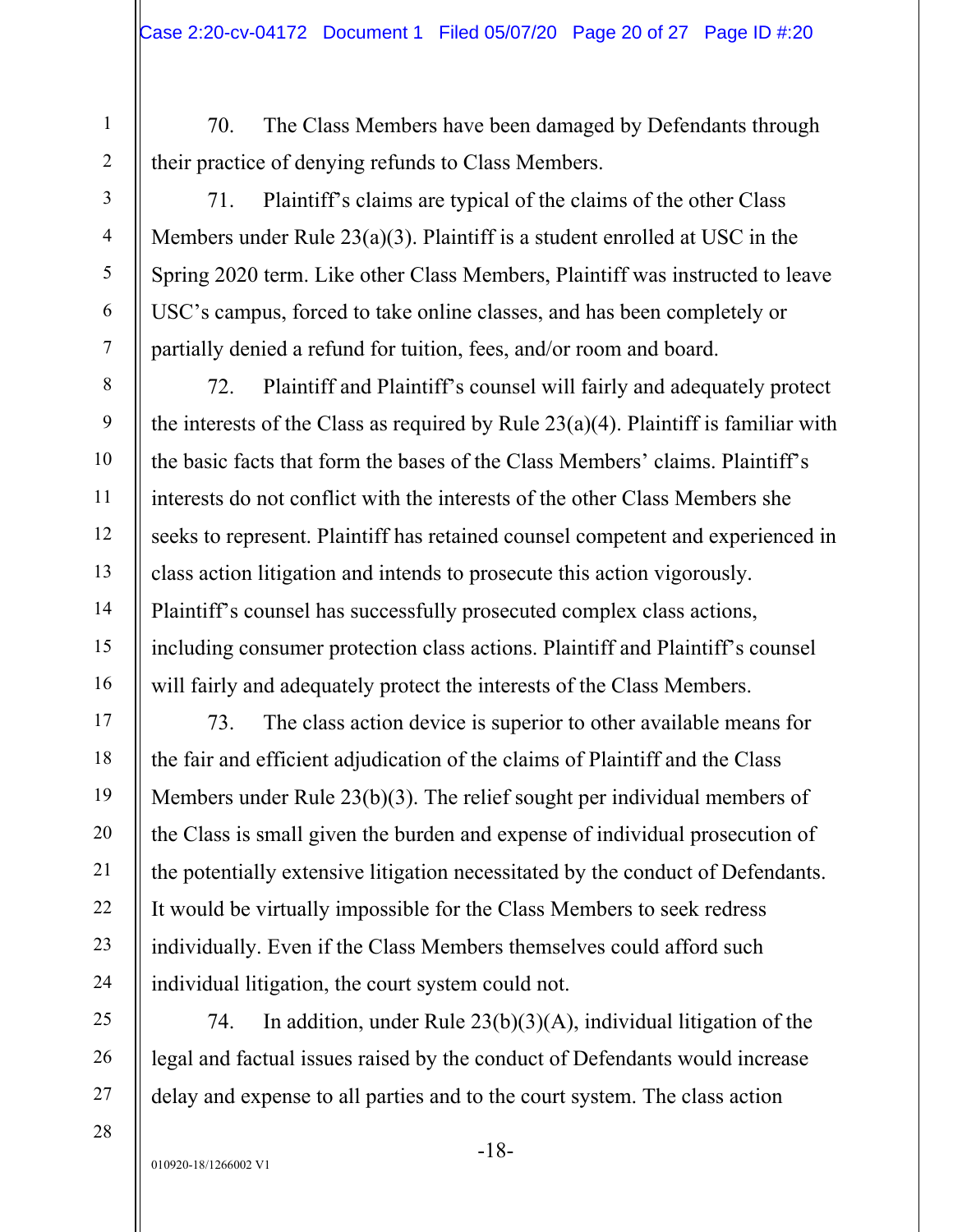70. The Class Members have been damaged by Defendants through their practice of denying refunds to Class Members.

71. Plaintiff's claims are typical of the claims of the other Class Members under Rule 23(a)(3). Plaintiff is a student enrolled at USC in the Spring 2020 term. Like other Class Members, Plaintiff was instructed to leave USC's campus, forced to take online classes, and has been completely or partially denied a refund for tuition, fees, and/or room and board.

72. Plaintiff and Plaintiff's counsel will fairly and adequately protect the interests of the Class as required by Rule 23(a)(4). Plaintiff is familiar with the basic facts that form the bases of the Class Members' claims. Plaintiff's interests do not conflict with the interests of the other Class Members she seeks to represent. Plaintiff has retained counsel competent and experienced in class action litigation and intends to prosecute this action vigorously. Plaintiff's counsel has successfully prosecuted complex class actions, including consumer protection class actions. Plaintiff and Plaintiff's counsel will fairly and adequately protect the interests of the Class Members.

73. The class action device is superior to other available means for the fair and efficient adjudication of the claims of Plaintiff and the Class Members under Rule 23(b)(3). The relief sought per individual members of the Class is small given the burden and expense of individual prosecution of the potentially extensive litigation necessitated by the conduct of Defendants. It would be virtually impossible for the Class Members to seek redress individually. Even if the Class Members themselves could afford such individual litigation, the court system could not.

74. In addition, under Rule 23(b)(3)(A), individual litigation of the legal and factual issues raised by the conduct of Defendants would increase delay and expense to all parties and to the court system. The class action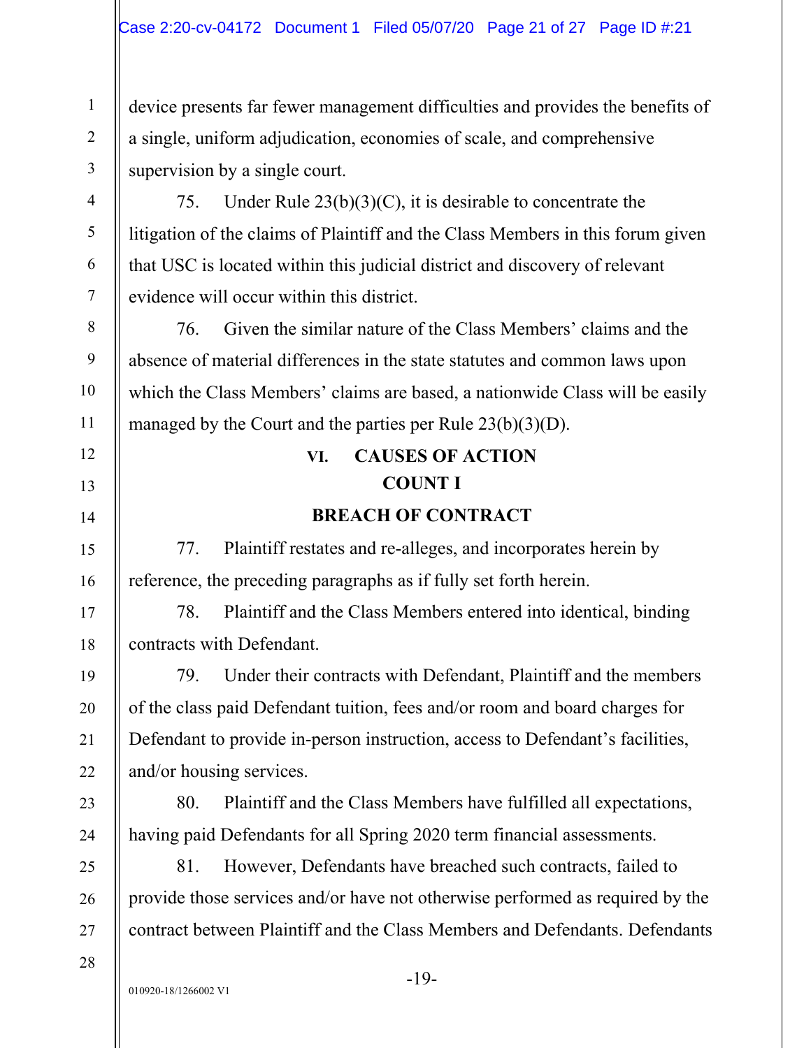device presents far fewer management difficulties and provides the benefits of a single, uniform adjudication, economies of scale, and comprehensive supervision by a single court.

75. Under Rule 23(b)(3)(C), it is desirable to concentrate the litigation of the claims of Plaintiff and the Class Members in this forum given that USC is located within this judicial district and discovery of relevant evidence will occur within this district.

76. Given the similar nature of the Class Members' claims and the absence of material differences in the state statutes and common laws upon which the Class Members' claims are based, a nationwide Class will be easily managed by the Court and the parties per Rule 23(b)(3)(D).

## VI. CAUSES OF ACTION

### COUNT I

### BREACH OF CONTRACT

77. Plaintiff restates and re-alleges, and incorporates herein by reference, the preceding paragraphs as if fully set forth herein.

78. Plaintiff and the Class Members entered into identical, binding contracts with Defendant.

79. Under their contracts with Defendant, Plaintiff and the members of the class paid Defendant tuition, fees and/or room and board charges for Defendant to provide in-person instruction, access to Defendant's facilities, and/or housing services.

80. Plaintiff and the Class Members have fulfilled all expectations, having paid Defendants for all Spring 2020 term financial assessments.

81. However, Defendants have breached such contracts, failed to provide those services and/or have not otherwise performed as required by the contract between Plaintiff and the Class Members and Defendants. Defendants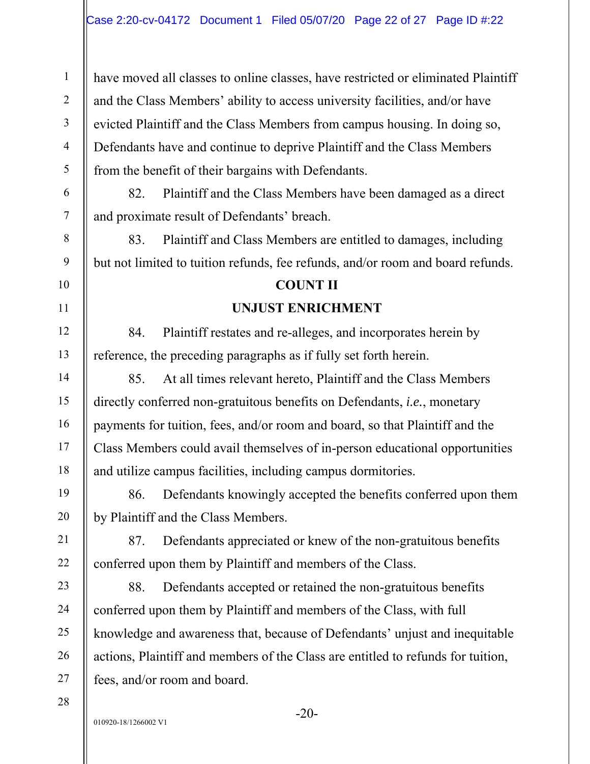have moved all classes to online classes, have restricted or eliminated Plaintiff and the Class Members' ability to access university facilities, and/or have evicted Plaintiff and the Class Members from campus housing. In doing so, Defendants have and continue to deprive Plaintiff and the Class Members from the benefit of their bargains with Defendants.

82. Plaintiff and the Class Members have been damaged as a direct and proximate result of Defendants' breach.

83. Plaintiff and Class Members are entitled to damages, including but not limited to tuition refunds, fee refunds, and/or room and board refunds.

**COUNT II**

**UNJUST ENRICHMENT**

84. Plaintiff restates and re-alleges, and incorporates herein by reference, the preceding paragraphs as if fully set forth herein.

85. At all times relevant hereto, Plaintiff and the Class Members directly conferred non-gratuitous benefits on Defendants, *i.e.*, monetary payments for tuition, fees, and/or room and board, so that Plaintiff and the Class Members could avail themselves of in-person educational opportunities and utilize campus facilities, including campus dormitories.

86. Defendants knowingly accepted the benefits conferred upon them by Plaintiff and the Class Members.

87. Defendants appreciated or knew of the non-gratuitous benefits conferred upon them by Plaintiff and members of the Class.

88. Defendants accepted or retained the non-gratuitous benefits conferred upon them by Plaintiff and members of the Class, with full knowledge and awareness that, because of Defendants' unjust and inequitable actions, Plaintiff and members of the Class are entitled to refunds for tuition, fees, and/or room and board.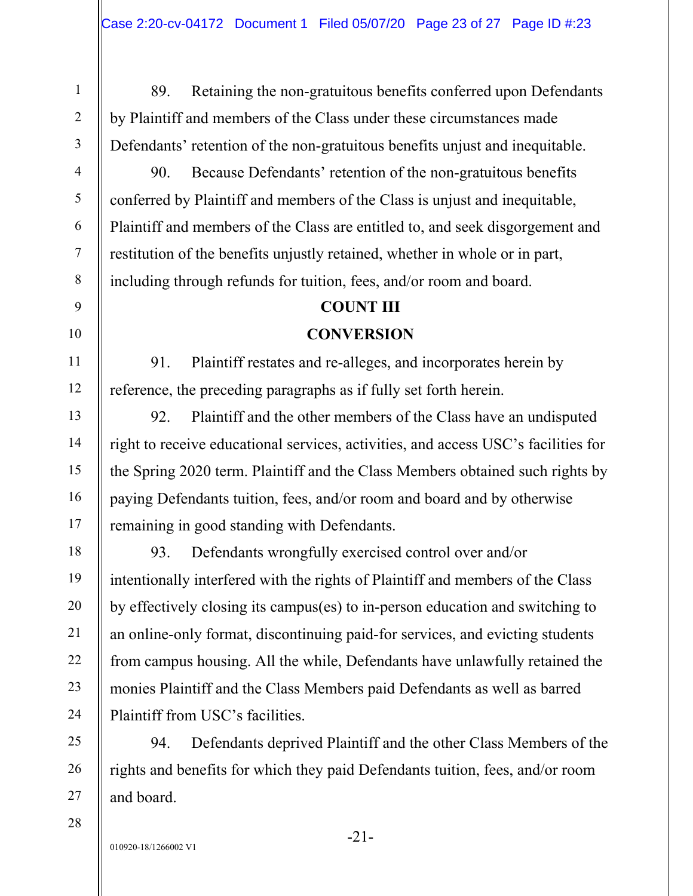89. Retaining the non-gratuitous benefits conferred upon Defendants by Plaintiff and members of the Class under these circumstances made Defendants' retention of the non-gratuitous benefits unjust and inequitable.

90. Because Defendants' retention of the non-gratuitous benefits conferred by Plaintiff and members of the Class is unjust and inequitable, Plaintiff and members of the Class are entitled to, and seek disgorgement and restitution of the benefits unjustly retained, whether in whole or in part, including through refunds for tuition, fees, and/or room and board.

**COUNT III**

**CONVERSION**

91. Plaintiff restates and re-alleges, and incorporates herein by reference, the preceding paragraphs as if fully set forth herein.

92. Plaintiff and the other members of the Class have an undisputed right to receive educational services, activities, and access USC's facilities for the Spring 2020 term. Plaintiff and the Class Members obtained such rights by paying Defendants tuition, fees, and/or room and board and by otherwise remaining in good standing with Defendants.

93. Defendants wrongfully exercised control over and/or intentionally interfered with the rights of Plaintiff and members of the Class by effectively closing its campus(es) to in-person education and switching to an online-only format, discontinuing paid-for services, and evicting students from campus housing. All the while, Defendants have unlawfully retained the monies Plaintiff and the Class Members paid Defendants as well as barred Plaintiff from USC's facilities.

94. Defendants deprived Plaintiff and the other Class Members of the rights and benefits for which they paid Defendants tuition, fees, and/or room and board.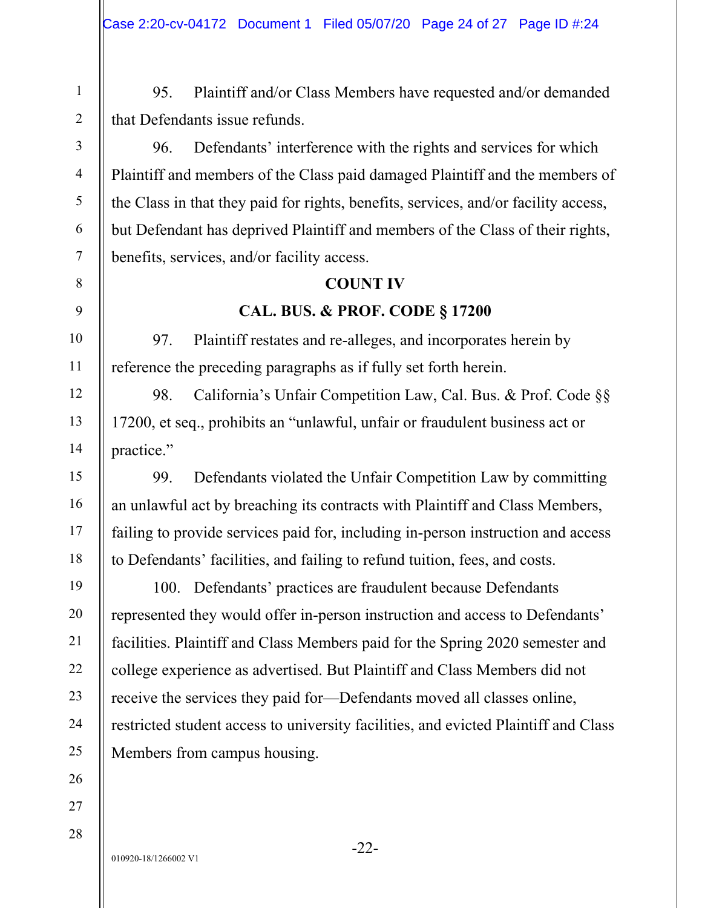95. Plaintiff and/or Class Members have requested and/or demanded that Defendants issue refunds.

96. Defendants' interference with the rights and services for which Plaintiff and members of the Class paid damaged Plaintiff and the members of the Class in that they paid for rights, benefits, services, and/or facility access, but Defendant has deprived Plaintiff and members of the Class of their rights, benefits, services, and/or facility access.

**COUNT IV**

**CAL. BUS. & PROF. CODE § 17200**

97. Plaintiff restates and re-alleges, and incorporates herein by reference the preceding paragraphs as if fully set forth herein.

98. California's Unfair Competition Law, Cal. Bus. & Prof. Code §§ 17200, et seq., prohibits an "unlawful, unfair or fraudulent business act or practice."

99. Defendants violated the Unfair Competition Law by committing an unlawful act by breaching its contracts with Plaintiff and Class Members, failing to provide services paid for, including in-person instruction and access to Defendants' facilities, and failing to refund tuition, fees, and costs.

100. Defendants' practices are fraudulent because Defendants represented they would offer in-person instruction and access to Defendants' facilities. Plaintiff and Class Members paid for the Spring 2020 semester and college experience as advertised. But Plaintiff and Class Members did not receive the services they paid for—Defendants moved all classes online, restricted student access to university facilities, and evicted Plaintiff and Class Members from campus housing.

010920-18/1266002 V1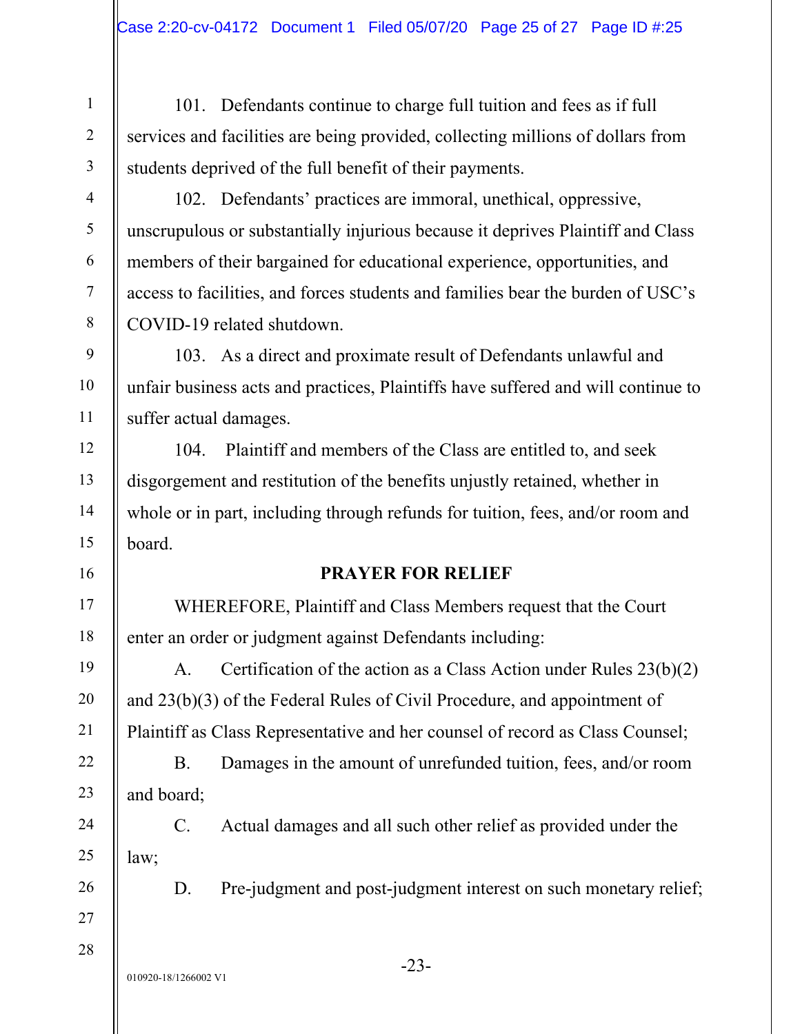101. Defendants continue to charge full tuition and fees as if full services and facilities are being provided, collecting millions of dollars from students deprived of the full benefit of their payments.

102. Defendants' practices are immoral, unethical, oppressive, unscrupulous or substantially injurious because it deprives Plaintiff and Class members of their bargained for educational experience, opportunities, and access to facilities, and forces students and families bear the burden of USC's COVID-19 related shutdown.

103. As a direct and proximate result of Defendants unlawful and unfair business acts and practices, Plaintiffs have suffered and will continue to suffer actual damages.

104. Plaintiff and members of the Class are entitled to, and seek disgorgement and restitution of the benefits unjustly retained, whether in whole or in part, including through refunds for tuition, fees, and/or room and board.

**PRAYER FOR RELIEF**

WHEREFORE, Plaintiff and Class Members request that the Court enter an order or judgment against Defendants including:

A. Certification of the action as a Class Action under Rules 23(b)(2) and 23(b)(3) of the Federal Rules of Civil Procedure, and appointment of Plaintiff as Class Representative and her counsel of record as Class Counsel;

B. Damages in the amount of unrefunded tuition, fees, and/or room and board;

C. Actual damages and all such other relief as provided under the law;

D. Pre-judgment and post-judgment interest on such monetary relief;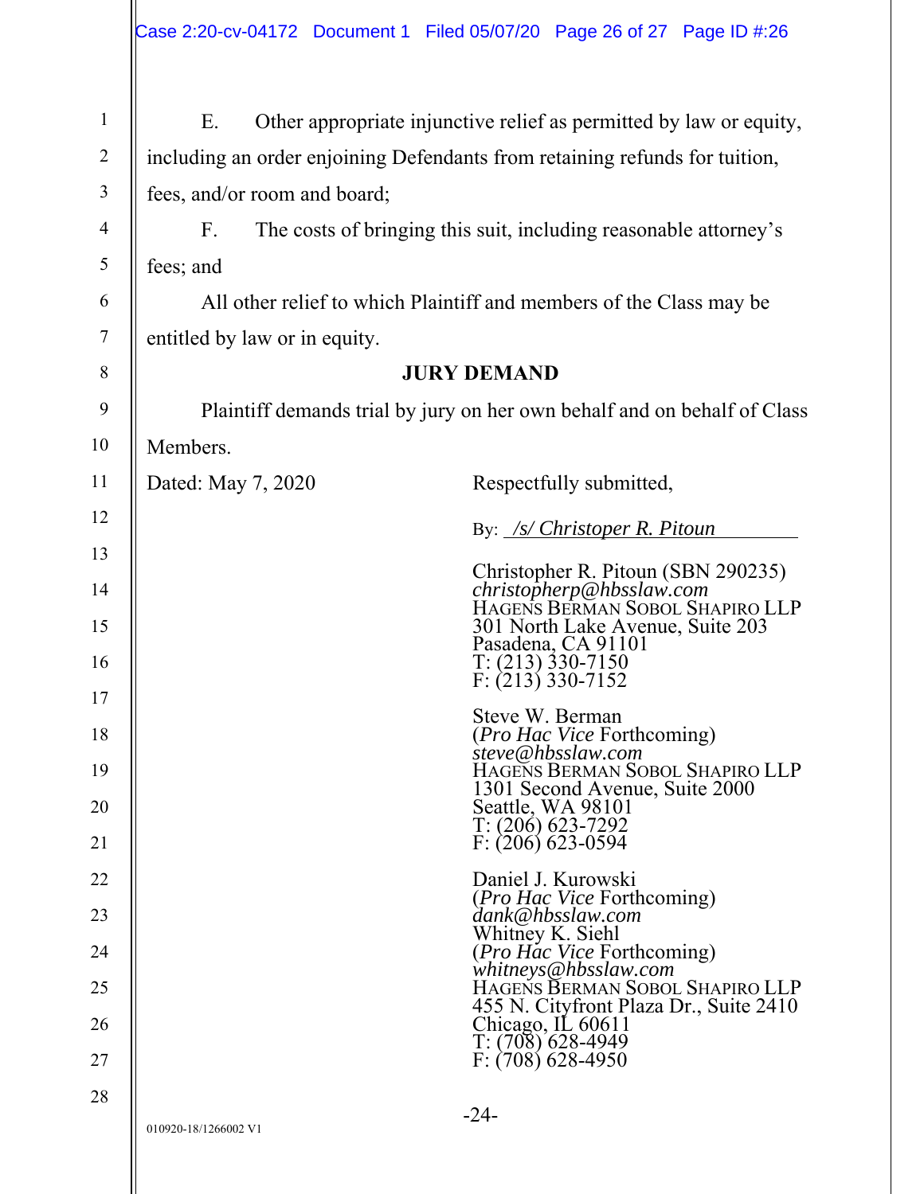E. Other appropriate injunctive relief as permitted by law or equity, including an order enjoining Defendants from retaining refunds for tuition, fees, and/or room and board;

F. The costs of bringing this suit, including reasonable attorney's fees; and

All other relief to which Plaintiff and members of the Class may be entitled by law or in equity.

## JURY DEMAND

Plaintiff demands trial by jury on her own behalf and on behalf of Class Members.

Dated: May 7, 2020

Respectfully submitted,

By: */s/ Christoper R. Pitoun*

Christopher R. Pitoun (SBN 290235)
*christopherp@hbsslaw.com*
HAGENS BERMAN SOBOL SHAPIRO LLP
301 North Lake Avenue, Suite 203
Pasadena, CA 91101
T: (213) 330-7150
F: (213) 330-7152

Steve W. Berman
(*Pro Hac Vice* Forthcoming)
*steve@hbsslaw.com*
HAGENS BERMAN SOBOL SHAPIRO LLP
1301 Second Avenue, Suite 2000
Seattle, WA 98101
T: (206) 623-7292
F: (206) 623-0594

Daniel J. Kurowski
(*Pro Hac Vice* Forthcoming)
*dank@hbsslaw.com*
Whitney K. Siehl
(*Pro Hac Vice* Forthcoming)
*whitneys@hbsslaw.com*
HAGENS BERMAN SOBOL SHAPIRO LLP
455 N. Cityfront Plaza Dr., Suite 2410
Chicago, IL 60611
T: (708) 628-4949
F: (708) 628-4950

010920-18/1266002 V1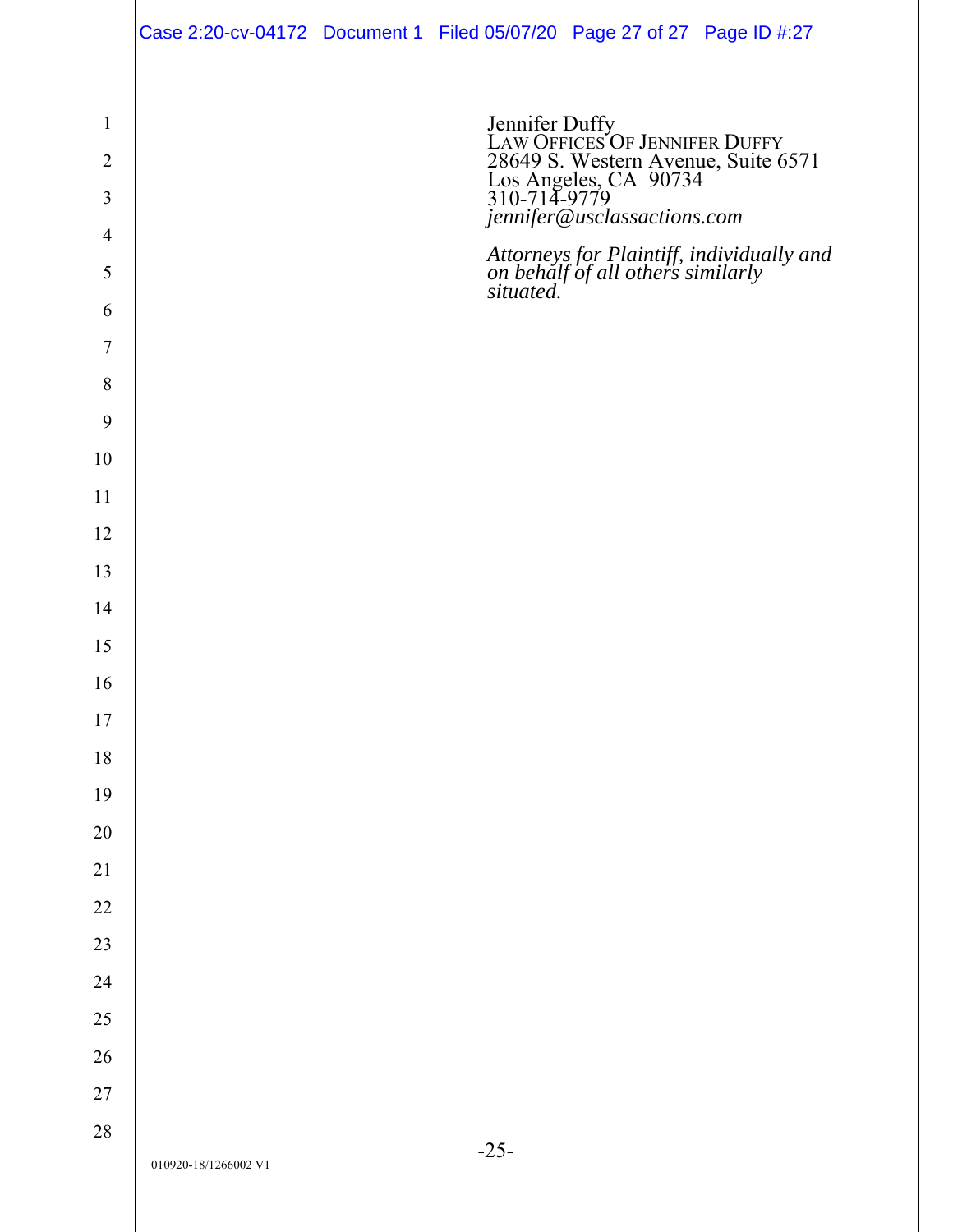Jennifer Duffy
LAW OFFICES OF JENNIFER DUFFY
28649 S. Western Avenue, Suite 6571
Los Angeles, CA 90734
310-714-9779
*jennifer@usclassactions.com*

*Attorneys for Plaintiff, individually and on behalf of all others similarly situated.*

010920-18/1266002 V1